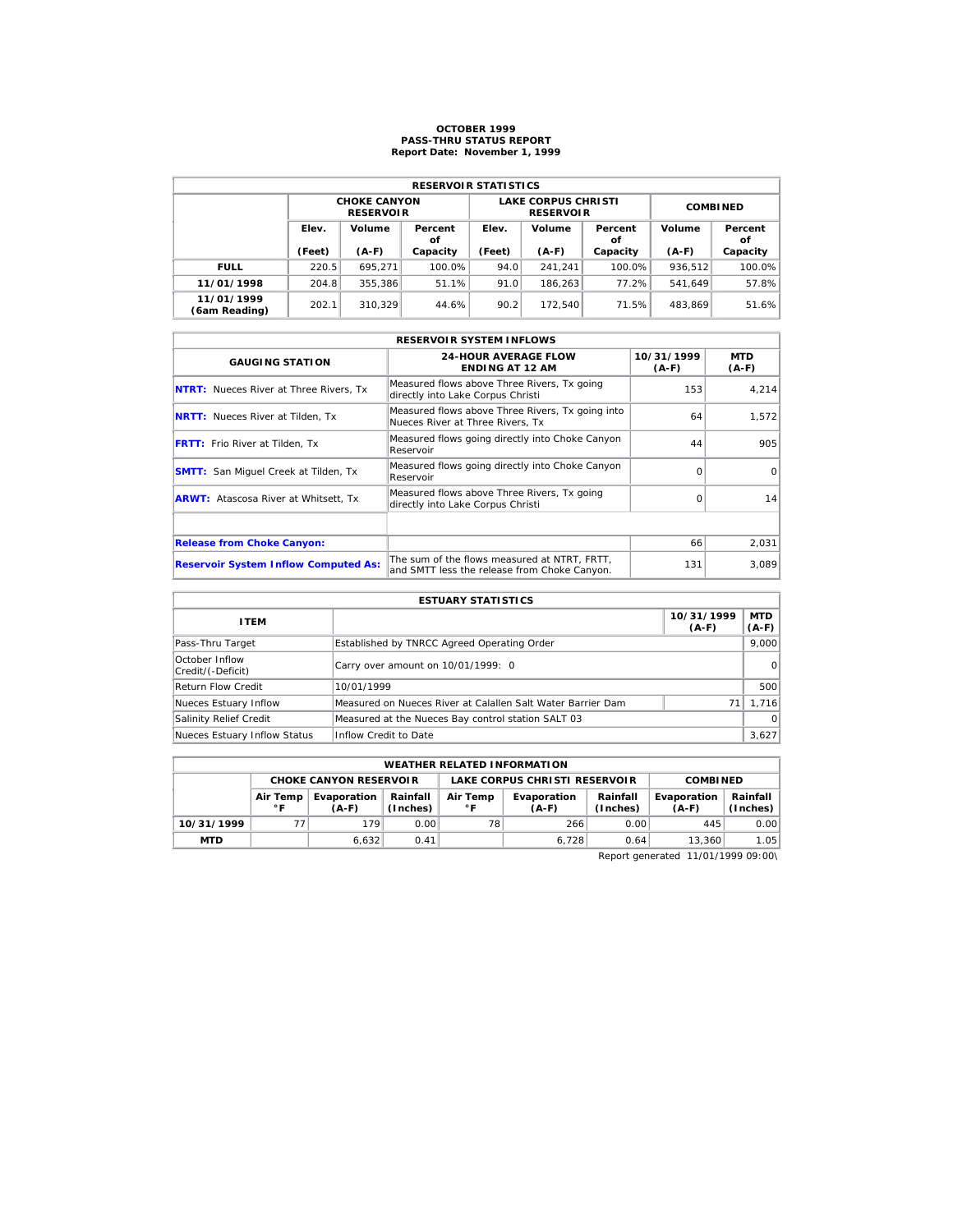# OCTOBER 1999
## PASS-THRU STATUS REPORT
### Report Date: November 1, 1999

| RESERVOIR STATISTICS | | | | | | | | |
|---|---|---|---|---|---|---|---|---|
| | CHOKE CANYON RESERVOIR | | | LAKE CORPUS CHRISTI RESERVOIR | | | COMBINED | |
| | Elev. (Feet) | Volume (A-F) | Percent of Capacity | Elev. (Feet) | Volume (A-F) | Percent of Capacity | Volume (A-F) | Percent of Capacity |
| **FULL** | 220.5 | 695,271 | 100.0% | 94.0 | 241,241 | 100.0% | 936,512 | 100.0% |
| **11/01/1998** | 204.8 | 355,386 | 51.1% | 91.0 | 186,263 | 77.2% | 541,649 | 57.8% |
| **11/01/1999 (6am Reading)** | 202.1 | 310,329 | 44.6% | 90.2 | 172,540 | 71.5% | 483,869 | 51.6% |

| RESERVOIR SYSTEM INFLOWS | | | |
|---|---|---|---|
| GAUGING STATION | 24-HOUR AVERAGE FLOW ENDING AT 12 AM | 10/31/1999 (A-F) | MTD (A-F) |
| **NTRT:** Nueces River at Three Rivers, Tx | Measured flows above Three Rivers, Tx going directly into Lake Corpus Christi | 153 | 4,214 |
| **NRTT:** Nueces River at Tilden, Tx | Measured flows above Three Rivers, Tx going into Nueces River at Three Rivers, Tx | 64 | 1,572 |
| **FRTT:** Frio River at Tilden, Tx | Measured flows going directly into Choke Canyon Reservoir | 44 | 905 |
| **SMTT:** San Miguel Creek at Tilden, Tx | Measured flows going directly into Choke Canyon Reservoir | 0 | 0 |
| **ARWT:** Atascosa River at Whitsett, Tx | Measured flows above Three Rivers, Tx going directly into Lake Corpus Christi | 0 | 14 |
| | | | |
| **Release from Choke Canyon:** | | 66 | 2,031 |
| **Reservoir System Inflow Computed As:** | The sum of the flows measured at NTRT, FRTT, and SMTT less the release from Choke Canyon. | 131 | 3,089 |

| ESTUARY STATISTICS | | | |
|---|---|---|---|
| ITEM | | 10/31/1999 (A-F) | MTD (A-F) |
| Pass-Thru Target | Established by TNRCC Agreed Operating Order | | 9,000 |
| October Inflow Credit/(-Deficit) | Carry over amount on 10/01/1999: 0 | | 0 |
| Return Flow Credit | 10/01/1999 | | 500 |
| Nueces Estuary Inflow | Measured on Nueces River at Calallen Salt Water Barrier Dam | 71 | 1,716 |
| Salinity Relief Credit | Measured at the Nueces Bay control station SALT 03 | | 0 |
| Nueces Estuary Inflow Status | Inflow Credit to Date | | 3,627 |

| WEATHER RELATED INFORMATION | | | | | | | | |
|---|---|---|---|---|---|---|---|---|
| | CHOKE CANYON RESERVOIR | | | LAKE CORPUS CHRISTI RESERVOIR | | | COMBINED | |
| | Air Temp °F | Evaporation (A-F) | Rainfall (Inches) | Air Temp °F | Evaporation (A-F) | Rainfall (Inches) | Evaporation (A-F) | Rainfall (Inches) |
| **10/31/1999** | 77 | 179 | 0.00 | 78 | 266 | 0.00 | 445 | 0.00 |
| **MTD** | | 6,632 | 0.41 | | 6,728 | 0.64 | 13,360 | 1.05 |

Report generated 11/01/1999 09:00\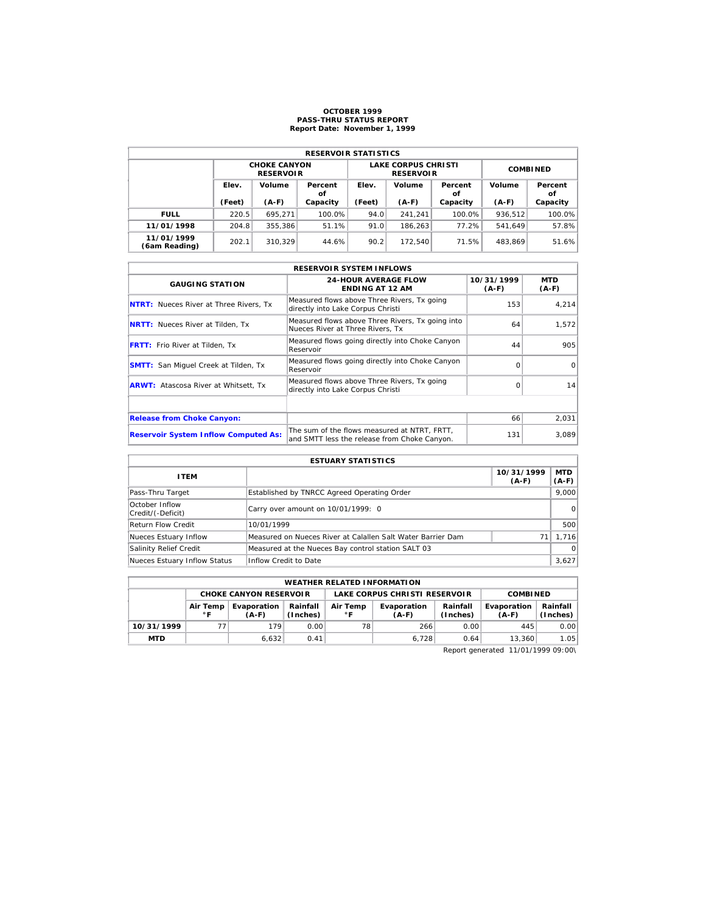# OCTOBER 1999
## PASS-THRU STATUS REPORT
### Report Date: November 1, 1999

| RESERVOIR STATISTICS | | | | | | | | |
|---|---|---|---|---|---|---|---|---|
| | CHOKE CANYON RESERVOIR | | | LAKE CORPUS CHRISTI RESERVOIR | | | COMBINED | |
| | Elev. (Feet) | Volume (A-F) | Percent of Capacity | Elev. (Feet) | Volume (A-F) | Percent of Capacity | Volume (A-F) | Percent of Capacity |
| **FULL** | 220.5 | 695,271 | 100.0% | 94.0 | 241,241 | 100.0% | 936,512 | 100.0% |
| **11/01/1998** | 204.8 | 355,386 | 51.1% | 91.0 | 186,263 | 77.2% | 541,649 | 57.8% |
| **11/01/1999 (6am Reading)** | 202.1 | 310,329 | 44.6% | 90.2 | 172,540 | 71.5% | 483,869 | 51.6% |

| RESERVOIR SYSTEM INFLOWS | | | |
|---|---|---|---|
| GAUGING STATION | 24-HOUR AVERAGE FLOW ENDING AT 12 AM | 10/31/1999 (A-F) | MTD (A-F) |
| **NTRT:** Nueces River at Three Rivers, Tx | Measured flows above Three Rivers, Tx going directly into Lake Corpus Christi | 153 | 4,214 |
| **NRTT:** Nueces River at Tilden, Tx | Measured flows above Three Rivers, Tx going into Nueces River at Three Rivers, Tx | 64 | 1,572 |
| **FRTT:** Frio River at Tilden, Tx | Measured flows going directly into Choke Canyon Reservoir | 44 | 905 |
| **SMTT:** San Miguel Creek at Tilden, Tx | Measured flows going directly into Choke Canyon Reservoir | 0 | 0 |
| **ARWT:** Atascosa River at Whitsett, Tx | Measured flows above Three Rivers, Tx going directly into Lake Corpus Christi | 0 | 14 |
| | | | |
| **Release from Choke Canyon:** | | 66 | 2,031 |
| **Reservoir System Inflow Computed As:** | The sum of the flows measured at NTRT, FRTT, and SMTT less the release from Choke Canyon. | 131 | 3,089 |

| ESTUARY STATISTICS | | | |
|---|---|---|---|
| ITEM | | 10/31/1999 (A-F) | MTD (A-F) |
| Pass-Thru Target | Established by TNRCC Agreed Operating Order | | 9,000 |
| October Inflow Credit/(-Deficit) | Carry over amount on 10/01/1999: 0 | | 0 |
| Return Flow Credit | 10/01/1999 | | 500 |
| Nueces Estuary Inflow | Measured on Nueces River at Calallen Salt Water Barrier Dam | 71 | 1,716 |
| Salinity Relief Credit | Measured at the Nueces Bay control station SALT 03 | | 0 |
| Nueces Estuary Inflow Status | Inflow Credit to Date | | 3,627 |

| WEATHER RELATED INFORMATION | | | | | | | | |
|---|---|---|---|---|---|---|---|---|
| | CHOKE CANYON RESERVOIR | | | LAKE CORPUS CHRISTI RESERVOIR | | | COMBINED | |
| | Air Temp °F | Evaporation (A-F) | Rainfall (Inches) | Air Temp °F | Evaporation (A-F) | Rainfall (Inches) | Evaporation (A-F) | Rainfall (Inches) |
| **10/31/1999** | 77 | 179 | 0.00 | 78 | 266 | 0.00 | 445 | 0.00 |
| **MTD** | | 6,632 | 0.41 | | 6,728 | 0.64 | 13,360 | 1.05 |

Report generated 11/01/1999 09:00\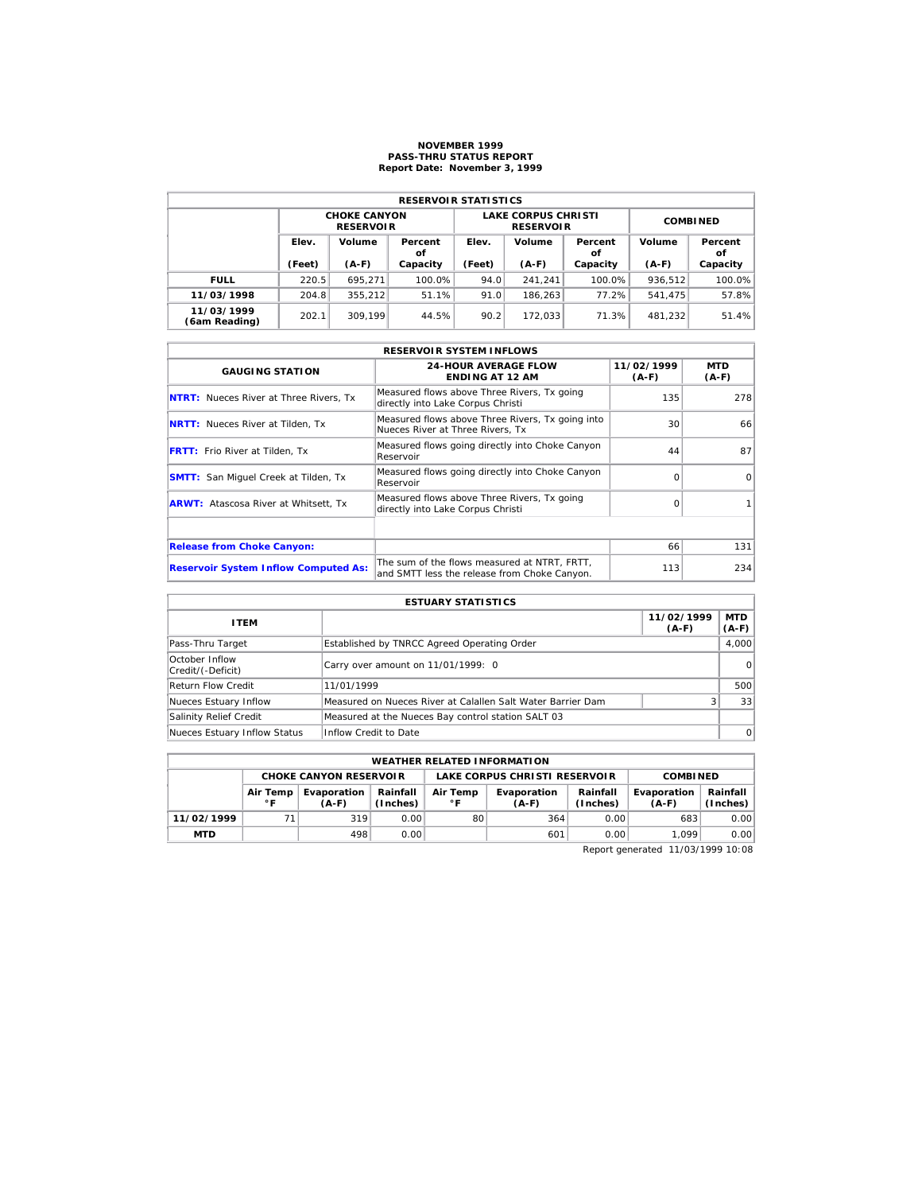# NOVEMBER 1999
## PASS-THRU STATUS REPORT
### Report Date: November 3, 1999

| RESERVOIR STATISTICS | | | | | | | | |
|---|---|---|---|---|---|---|---|---|
| | CHOKE CANYON RESERVOIR | | | LAKE CORPUS CHRISTI RESERVOIR | | | COMBINED | |
| | Elev. (Feet) | Volume (A-F) | Percent of Capacity | Elev. (Feet) | Volume (A-F) | Percent of Capacity | Volume (A-F) | Percent of Capacity |
| **FULL** | 220.5 | 695,271 | 100.0% | 94.0 | 241,241 | 100.0% | 936,512 | 100.0% |
| **11/03/1998** | 204.8 | 355,212 | 51.1% | 91.0 | 186,263 | 77.2% | 541,475 | 57.8% |
| **11/03/1999 (6am Reading)** | 202.1 | 309,199 | 44.5% | 90.2 | 172,033 | 71.3% | 481,232 | 51.4% |

| RESERVOIR SYSTEM INFLOWS | | | |
|---|---|---|---|
| GAUGING STATION | 24-HOUR AVERAGE FLOW ENDING AT 12 AM | 11/02/1999 (A-F) | MTD (A-F) |
| **NTRT:** Nueces River at Three Rivers, Tx | Measured flows above Three Rivers, Tx going directly into Lake Corpus Christi | 135 | 278 |
| **NRTT:** Nueces River at Tilden, Tx | Measured flows above Three Rivers, Tx going into Nueces River at Three Rivers, Tx | 30 | 66 |
| **FRTT:** Frio River at Tilden, Tx | Measured flows going directly into Choke Canyon Reservoir | 44 | 87 |
| **SMTT:** San Miguel Creek at Tilden, Tx | Measured flows going directly into Choke Canyon Reservoir | 0 | 0 |
| **ARWT:** Atascosa River at Whitsett, Tx | Measured flows above Three Rivers, Tx going directly into Lake Corpus Christi | 0 | 1 |
| | | | |
| **Release from Choke Canyon:** | | 66 | 131 |
| **Reservoir System Inflow Computed As:** | The sum of the flows measured at NTRT, FRTT, and SMTT less the release from Choke Canyon. | 113 | 234 |

| ESTUARY STATISTICS | | | |
|---|---|---|---|
| ITEM | | 11/02/1999 (A-F) | MTD (A-F) |
| Pass-Thru Target | Established by TNRCC Agreed Operating Order | | 4,000 |
| October Inflow Credit/(-Deficit) | Carry over amount on 11/01/1999: 0 | | 0 |
| Return Flow Credit | 11/01/1999 | | 500 |
| Nueces Estuary Inflow | Measured on Nueces River at Calallen Salt Water Barrier Dam | 3 | 33 |
| Salinity Relief Credit | Measured at the Nueces Bay control station SALT 03 | | |
| Nueces Estuary Inflow Status | Inflow Credit to Date | | 0 |

| WEATHER RELATED INFORMATION | | | | | | | | |
|---|---|---|---|---|---|---|---|---|
| | CHOKE CANYON RESERVOIR | | | LAKE CORPUS CHRISTI RESERVOIR | | | COMBINED | |
| | Air Temp °F | Evaporation (A-F) | Rainfall (Inches) | Air Temp °F | Evaporation (A-F) | Rainfall (Inches) | Evaporation (A-F) | Rainfall (Inches) |
| **11/02/1999** | 71 | 319 | 0.00 | 80 | 364 | 0.00 | 683 | 0.00 |
| **MTD** | | 498 | 0.00 | | 601 | 0.00 | 1,099 | 0.00 |

Report generated 11/03/1999 10:08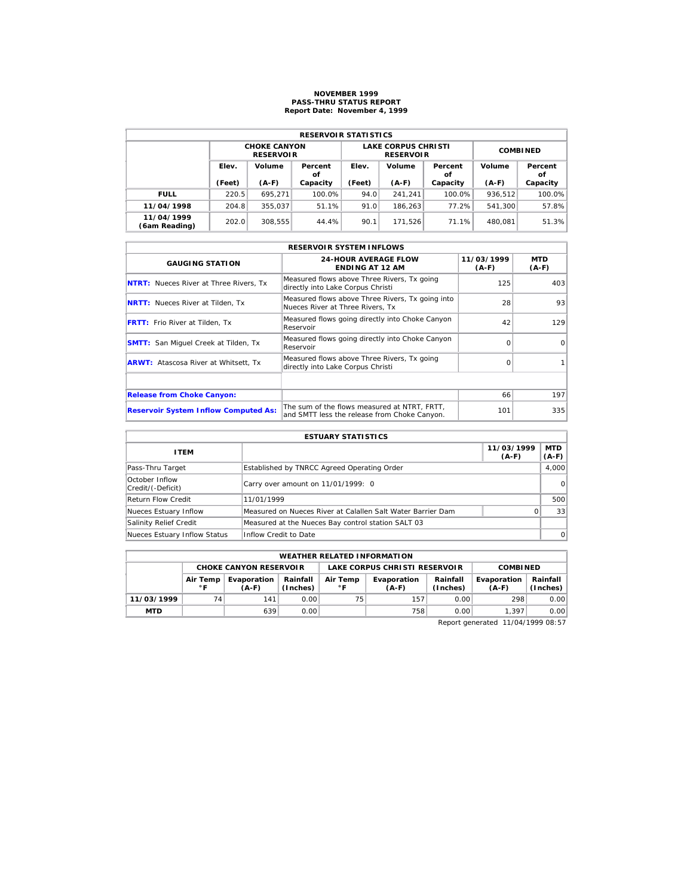# NOVEMBER 1999
## PASS-THRU STATUS REPORT
### Report Date: November 4, 1999

| RESERVOIR STATISTICS | | | | | | | | |
|---|---|---|---|---|---|---|---|---|
| | CHOKE CANYON RESERVOIR | | | LAKE CORPUS CHRISTI RESERVOIR | | | COMBINED | |
| | Elev. (Feet) | Volume (A-F) | Percent of Capacity | Elev. (Feet) | Volume (A-F) | Percent of Capacity | Volume (A-F) | Percent of Capacity |
| **FULL** | 220.5 | 695,271 | 100.0% | 94.0 | 241,241 | 100.0% | 936,512 | 100.0% |
| **11/04/1998** | 204.8 | 355,037 | 51.1% | 91.0 | 186,263 | 77.2% | 541,300 | 57.8% |
| **11/04/1999 (6am Reading)** | 202.0 | 308,555 | 44.4% | 90.1 | 171,526 | 71.1% | 480,081 | 51.3% |

| RESERVOIR SYSTEM INFLOWS | | | |
|---|---|---|---|
| GAUGING STATION | 24-HOUR AVERAGE FLOW ENDING AT 12 AM | 11/03/1999 (A-F) | MTD (A-F) |
| **NTRT:** Nueces River at Three Rivers, Tx | Measured flows above Three Rivers, Tx going directly into Lake Corpus Christi | 125 | 403 |
| **NRTT:** Nueces River at Tilden, Tx | Measured flows above Three Rivers, Tx going into Nueces River at Three Rivers, Tx | 28 | 93 |
| **FRTT:** Frio River at Tilden, Tx | Measured flows going directly into Choke Canyon Reservoir | 42 | 129 |
| **SMTT:** San Miguel Creek at Tilden, Tx | Measured flows going directly into Choke Canyon Reservoir | 0 | 0 |
| **ARWT:** Atascosa River at Whitsett, Tx | Measured flows above Three Rivers, Tx going directly into Lake Corpus Christi | 0 | 1 |
| | | | |
| **Release from Choke Canyon:** | | 66 | 197 |
| **Reservoir System Inflow Computed As:** | The sum of the flows measured at NTRT, FRTT, and SMTT less the release from Choke Canyon. | 101 | 335 |

| ESTUARY STATISTICS | | | |
|---|---|---|---|
| ITEM | | 11/03/1999 (A-F) | MTD (A-F) |
| Pass-Thru Target | Established by TNRCC Agreed Operating Order | | 4,000 |
| October Inflow Credit/(-Deficit) | Carry over amount on 11/01/1999: 0 | | 0 |
| Return Flow Credit | 11/01/1999 | | 500 |
| Nueces Estuary Inflow | Measured on Nueces River at Calallen Salt Water Barrier Dam | 0 | 33 |
| Salinity Relief Credit | Measured at the Nueces Bay control station SALT 03 | | |
| Nueces Estuary Inflow Status | Inflow Credit to Date | | 0 |

| WEATHER RELATED INFORMATION | | | | | | | | |
|---|---|---|---|---|---|---|---|---|
| | CHOKE CANYON RESERVOIR | | | LAKE CORPUS CHRISTI RESERVOIR | | | COMBINED | |
| | Air Temp °F | Evaporation (A-F) | Rainfall (Inches) | Air Temp °F | Evaporation (A-F) | Rainfall (Inches) | Evaporation (A-F) | Rainfall (Inches) |
| **11/03/1999** | 74 | 141 | 0.00 | 75 | 157 | 0.00 | 298 | 0.00 |
| **MTD** | | 639 | 0.00 | | 758 | 0.00 | 1,397 | 0.00 |

Report generated 11/04/1999 08:57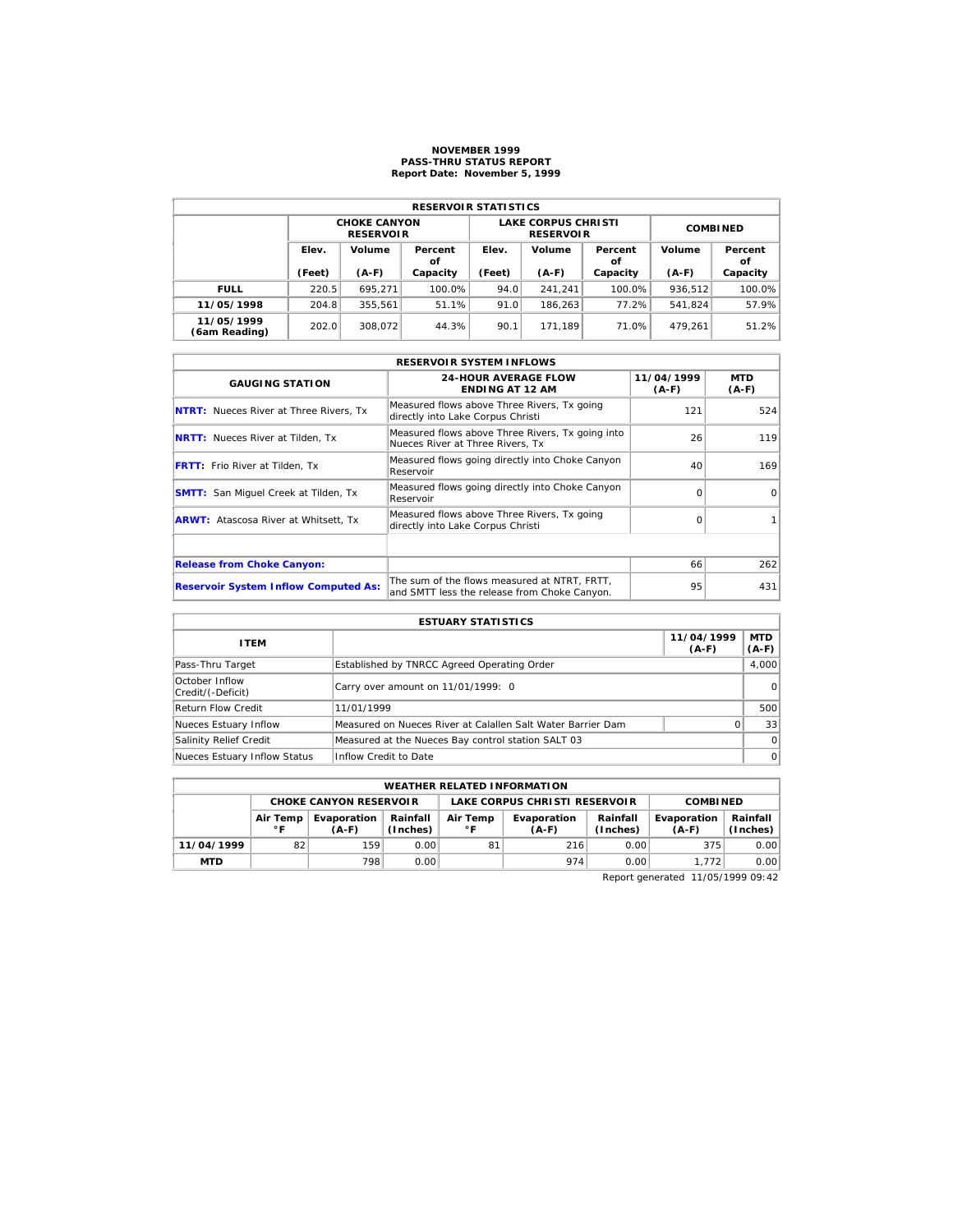# NOVEMBER 1999
## PASS-THRU STATUS REPORT
### Report Date: November 5, 1999

| RESERVOIR STATISTICS | | | | | | | | |
|---|---|---|---|---|---|---|---|---|
| | CHOKE CANYON RESERVOIR | | | LAKE CORPUS CHRISTI RESERVOIR | | | COMBINED | |
| | Elev. (Feet) | Volume (A-F) | Percent of Capacity | Elev. (Feet) | Volume (A-F) | Percent of Capacity | Volume (A-F) | Percent of Capacity |
| **FULL** | 220.5 | 695,271 | 100.0% | 94.0 | 241,241 | 100.0% | 936,512 | 100.0% |
| **11/05/1998** | 204.8 | 355,561 | 51.1% | 91.0 | 186,263 | 77.2% | 541,824 | 57.9% |
| **11/05/1999 (6am Reading)** | 202.0 | 308,072 | 44.3% | 90.1 | 171,189 | 71.0% | 479,261 | 51.2% |

| RESERVOIR SYSTEM INFLOWS | | | |
|---|---|---|---|
| GAUGING STATION | 24-HOUR AVERAGE FLOW ENDING AT 12 AM | 11/04/1999 (A-F) | MTD (A-F) |
| **NTRT:** Nueces River at Three Rivers, Tx | Measured flows above Three Rivers, Tx going directly into Lake Corpus Christi | 121 | 524 |
| **NRTT:** Nueces River at Tilden, Tx | Measured flows above Three Rivers, Tx going into Nueces River at Three Rivers, Tx | 26 | 119 |
| **FRTT:** Frio River at Tilden, Tx | Measured flows going directly into Choke Canyon Reservoir | 40 | 169 |
| **SMTT:** San Miguel Creek at Tilden, Tx | Measured flows going directly into Choke Canyon Reservoir | 0 | 0 |
| **ARWT:** Atascosa River at Whitsett, Tx | Measured flows above Three Rivers, Tx going directly into Lake Corpus Christi | 0 | 1 |
| | | | |
| **Release from Choke Canyon:** | | 66 | 262 |
| **Reservoir System Inflow Computed As:** | The sum of the flows measured at NTRT, FRTT, and SMTT less the release from Choke Canyon. | 95 | 431 |

| ESTUARY STATISTICS | | | |
|---|---|---|---|
| ITEM | | 11/04/1999 (A-F) | MTD (A-F) |
| Pass-Thru Target | Established by TNRCC Agreed Operating Order | | 4,000 |
| October Inflow Credit/(-Deficit) | Carry over amount on 11/01/1999: 0 | | 0 |
| Return Flow Credit | 11/01/1999 | | 500 |
| Nueces Estuary Inflow | Measured on Nueces River at Calallen Salt Water Barrier Dam | 0 | 33 |
| Salinity Relief Credit | Measured at the Nueces Bay control station SALT 03 | | 0 |
| Nueces Estuary Inflow Status | Inflow Credit to Date | | 0 |

| WEATHER RELATED INFORMATION | | | | | | | | |
|---|---|---|---|---|---|---|---|---|
| | CHOKE CANYON RESERVOIR | | | LAKE CORPUS CHRISTI RESERVOIR | | | COMBINED | |
| | Air Temp °F | Evaporation (A-F) | Rainfall (Inches) | Air Temp °F | Evaporation (A-F) | Rainfall (Inches) | Evaporation (A-F) | Rainfall (Inches) |
| **11/04/1999** | 82 | 159 | 0.00 | 81 | 216 | 0.00 | 375 | 0.00 |
| **MTD** | | 798 | 0.00 | | 974 | 0.00 | 1,772 | 0.00 |

Report generated 11/05/1999 09:42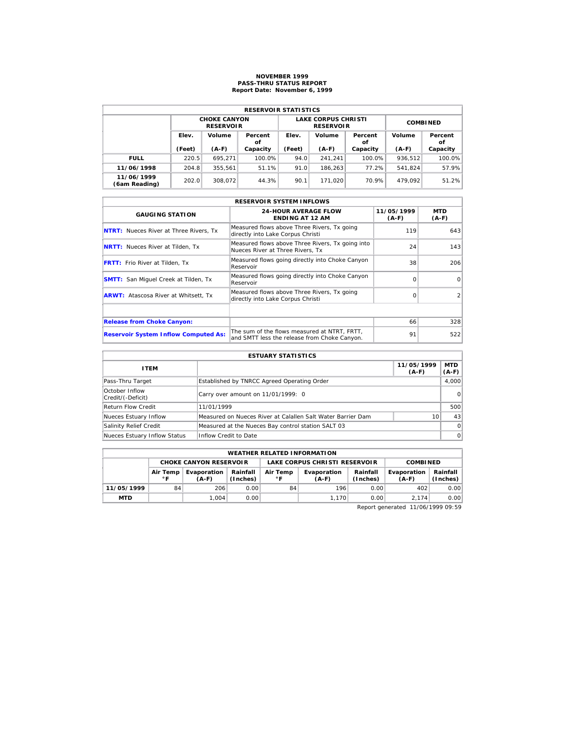# NOVEMBER 1999
## PASS-THRU STATUS REPORT
## Report Date: November 6, 1999

| RESERVOIR STATISTICS | | | | | | | | |
|---|---|---|---|---|---|---|---|---|
| | CHOKE CANYON RESERVOIR | | | LAKE CORPUS CHRISTI RESERVOIR | | | COMBINED | |
| | Elev. (Feet) | Volume (A-F) | Percent of Capacity | Elev. (Feet) | Volume (A-F) | Percent of Capacity | Volume (A-F) | Percent of Capacity |
| **FULL** | 220.5 | 695,271 | 100.0% | 94.0 | 241,241 | 100.0% | 936,512 | 100.0% |
| **11/06/1998** | 204.8 | 355,561 | 51.1% | 91.0 | 186,263 | 77.2% | 541,824 | 57.9% |
| **11/06/1999 (6am Reading)** | 202.0 | 308,072 | 44.3% | 90.1 | 171,020 | 70.9% | 479,092 | 51.2% |

| RESERVOIR SYSTEM INFLOWS | | | |
|---|---|---|---|
| GAUGING STATION | 24-HOUR AVERAGE FLOW ENDING AT 12 AM | 11/05/1999 (A-F) | MTD (A-F) |
| **NTRT:** Nueces River at Three Rivers, Tx | Measured flows above Three Rivers, Tx going directly into Lake Corpus Christi | 119 | 643 |
| **NRTT:** Nueces River at Tilden, Tx | Measured flows above Three Rivers, Tx going into Nueces River at Three Rivers, Tx | 24 | 143 |
| **FRTT:** Frio River at Tilden, Tx | Measured flows going directly into Choke Canyon Reservoir | 38 | 206 |
| **SMTT:** San Miguel Creek at Tilden, Tx | Measured flows going directly into Choke Canyon Reservoir | 0 | 0 |
| **ARWT:** Atascosa River at Whitsett, Tx | Measured flows above Three Rivers, Tx going directly into Lake Corpus Christi | 0 | 2 |
| | | | |
| **Release from Choke Canyon:** | | 66 | 328 |
| **Reservoir System Inflow Computed As:** | The sum of the flows measured at NTRT, FRTT, and SMTT less the release from Choke Canyon. | 91 | 522 |

| ESTUARY STATISTICS | | | |
|---|---|---|---|
| ITEM | | 11/05/1999 (A-F) | MTD (A-F) |
| Pass-Thru Target | Established by TNRCC Agreed Operating Order | | 4,000 |
| October Inflow Credit/(-Deficit) | Carry over amount on 11/01/1999: 0 | | 0 |
| Return Flow Credit | 11/01/1999 | | 500 |
| Nueces Estuary Inflow | Measured on Nueces River at Calallen Salt Water Barrier Dam | 10 | 43 |
| Salinity Relief Credit | Measured at the Nueces Bay control station SALT 03 | | 0 |
| Nueces Estuary Inflow Status | Inflow Credit to Date | | 0 |

| WEATHER RELATED INFORMATION | | | | | | | | |
|---|---|---|---|---|---|---|---|---|
| | CHOKE CANYON RESERVOIR | | | LAKE CORPUS CHRISTI RESERVOIR | | | COMBINED | |
| | Air Temp °F | Evaporation (A-F) | Rainfall (Inches) | Air Temp °F | Evaporation (A-F) | Rainfall (Inches) | Evaporation (A-F) | Rainfall (Inches) |
| **11/05/1999** | 84 | 206 | 0.00 | 84 | 196 | 0.00 | 402 | 0.00 |
| **MTD** | | 1,004 | 0.00 | | 1,170 | 0.00 | 2,174 | 0.00 |

Report generated 11/06/1999 09:59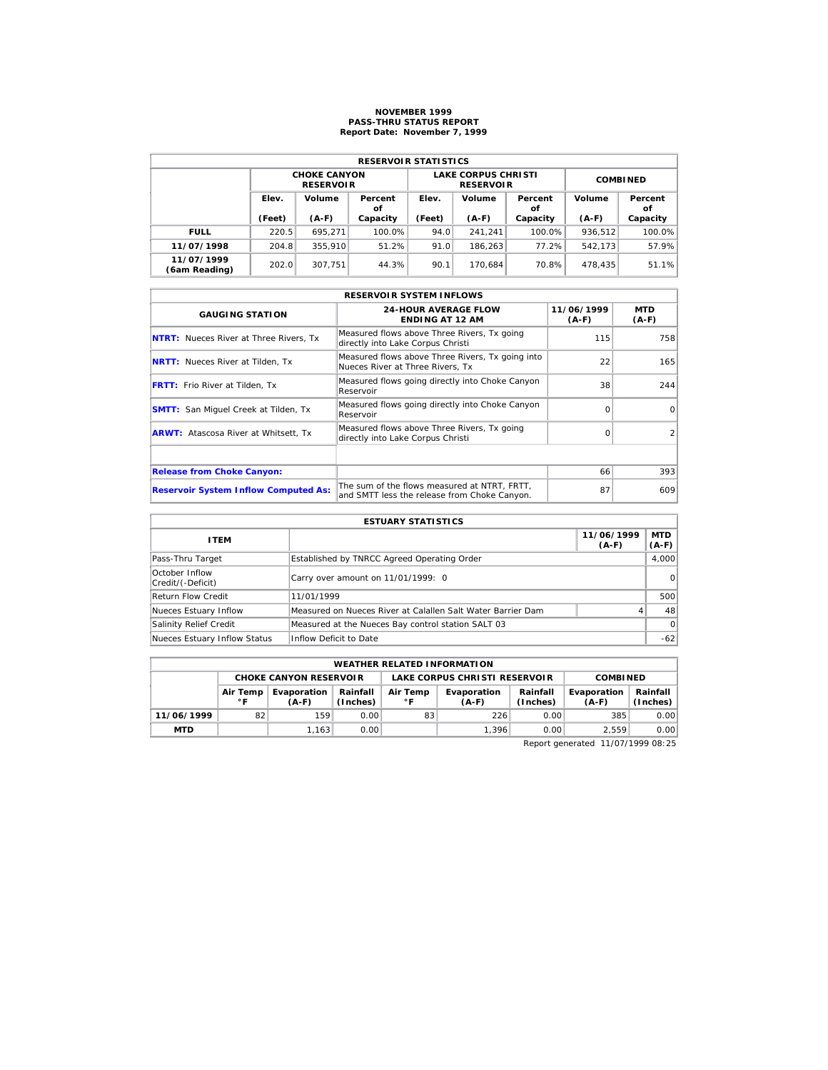# NOVEMBER 1999
## PASS-THRU STATUS REPORT
### Report Date: November 7, 1999

| RESERVOIR STATISTICS | | | | | | | | |
|---|---|---|---|---|---|---|---|---|
| | CHOKE CANYON RESERVOIR | | | LAKE CORPUS CHRISTI RESERVOIR | | | COMBINED | |
| | Elev. (Feet) | Volume (A-F) | Percent of Capacity | Elev. (Feet) | Volume (A-F) | Percent of Capacity | Volume (A-F) | Percent of Capacity |
| **FULL** | 220.5 | 695,271 | 100.0% | 94.0 | 241,241 | 100.0% | 936,512 | 100.0% |
| **11/07/1998** | 204.8 | 355,910 | 51.2% | 91.0 | 186,263 | 77.2% | 542,173 | 57.9% |
| **11/07/1999 (6am Reading)** | 202.0 | 307,751 | 44.3% | 90.1 | 170,684 | 70.8% | 478,435 | 51.1% |

| RESERVOIR SYSTEM INFLOWS | | | |
|---|---|---|---|
| GAUGING STATION | 24-HOUR AVERAGE FLOW ENDING AT 12 AM | 11/06/1999 (A-F) | MTD (A-F) |
| **NTRT:** Nueces River at Three Rivers, Tx | Measured flows above Three Rivers, Tx going directly into Lake Corpus Christi | 115 | 758 |
| **NRTT:** Nueces River at Tilden, Tx | Measured flows above Three Rivers, Tx going into Nueces River at Three Rivers, Tx | 22 | 165 |
| **FRTT:** Frio River at Tilden, Tx | Measured flows going directly into Choke Canyon Reservoir | 38 | 244 |
| **SMTT:** San Miguel Creek at Tilden, Tx | Measured flows going directly into Choke Canyon Reservoir | 0 | 0 |
| **ARWT:** Atascosa River at Whitsett, Tx | Measured flows above Three Rivers, Tx going directly into Lake Corpus Christi | 0 | 2 |
| | | | |
| **Release from Choke Canyon:** | | 66 | 393 |
| **Reservoir System Inflow Computed As:** | The sum of the flows measured at NTRT, FRTT, and SMTT less the release from Choke Canyon. | 87 | 609 |

| ESTUARY STATISTICS | | | |
|---|---|---|---|
| ITEM | | 11/06/1999 (A-F) | MTD (A-F) |
| Pass-Thru Target | Established by TNRCC Agreed Operating Order | | 4,000 |
| October Inflow Credit/(-Deficit) | Carry over amount on 11/01/1999: 0 | | 0 |
| Return Flow Credit | 11/01/1999 | | 500 |
| Nueces Estuary Inflow | Measured on Nueces River at Calallen Salt Water Barrier Dam | 4 | 48 |
| Salinity Relief Credit | Measured at the Nueces Bay control station SALT 03 | | 0 |
| Nueces Estuary Inflow Status | Inflow Deficit to Date | | -62 |

| WEATHER RELATED INFORMATION | | | | | | | | |
|---|---|---|---|---|---|---|---|---|
| | CHOKE CANYON RESERVOIR | | | LAKE CORPUS CHRISTI RESERVOIR | | | COMBINED | |
| | Air Temp °F | Evaporation (A-F) | Rainfall (Inches) | Air Temp °F | Evaporation (A-F) | Rainfall (Inches) | Evaporation (A-F) | Rainfall (Inches) |
| **11/06/1999** | 82 | 159 | 0.00 | 83 | 226 | 0.00 | 385 | 0.00 |
| **MTD** | | 1,163 | 0.00 | | 1,396 | 0.00 | 2,559 | 0.00 |

Report generated 11/07/1999 08:25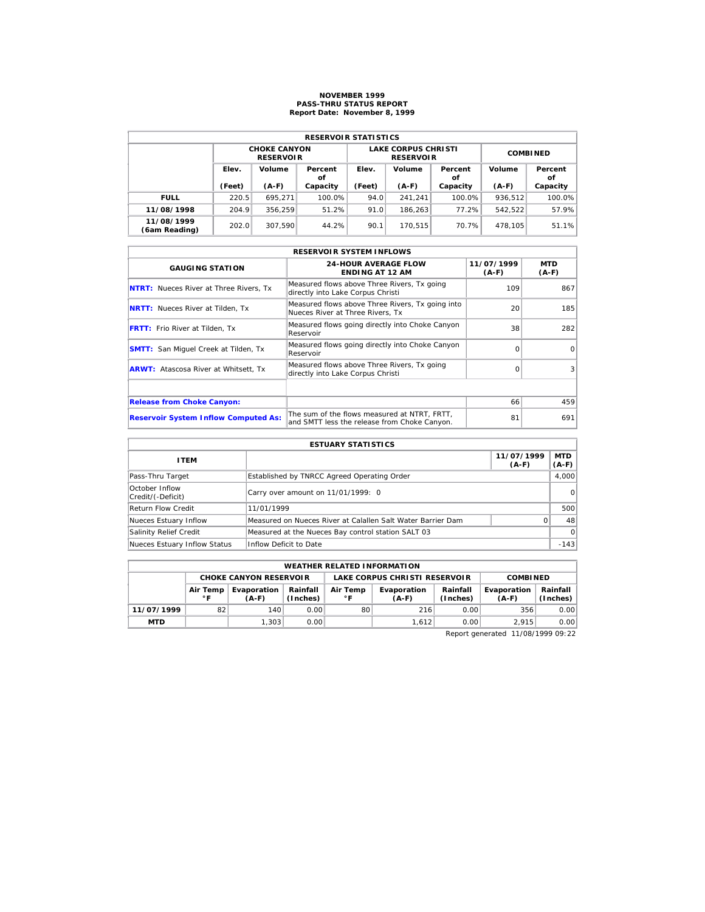# NOVEMBER 1999
## PASS-THRU STATUS REPORT
### Report Date: November 8, 1999

| RESERVOIR STATISTICS | | | | | | | | |
|---|---|---|---|---|---|---|---|---|
| | CHOKE CANYON RESERVOIR | | | LAKE CORPUS CHRISTI RESERVOIR | | | COMBINED | |
| | Elev. (Feet) | Volume (A-F) | Percent of Capacity | Elev. (Feet) | Volume (A-F) | Percent of Capacity | Volume (A-F) | Percent of Capacity |
| **FULL** | 220.5 | 695,271 | 100.0% | 94.0 | 241,241 | 100.0% | 936,512 | 100.0% |
| **11/08/1998** | 204.9 | 356,259 | 51.2% | 91.0 | 186,263 | 77.2% | 542,522 | 57.9% |
| **11/08/1999 (6am Reading)** | 202.0 | 307,590 | 44.2% | 90.1 | 170,515 | 70.7% | 478,105 | 51.1% |

| RESERVOIR SYSTEM INFLOWS | | | |
|---|---|---|---|
| GAUGING STATION | 24-HOUR AVERAGE FLOW ENDING AT 12 AM | 11/07/1999 (A-F) | MTD (A-F) |
| **NTRT:** Nueces River at Three Rivers, Tx | Measured flows above Three Rivers, Tx going directly into Lake Corpus Christi | 109 | 867 |
| **NRTT:** Nueces River at Tilden, Tx | Measured flows above Three Rivers, Tx going into Nueces River at Three Rivers, Tx | 20 | 185 |
| **FRTT:** Frio River at Tilden, Tx | Measured flows going directly into Choke Canyon Reservoir | 38 | 282 |
| **SMTT:** San Miguel Creek at Tilden, Tx | Measured flows going directly into Choke Canyon Reservoir | 0 | 0 |
| **ARWT:** Atascosa River at Whitsett, Tx | Measured flows above Three Rivers, Tx going directly into Lake Corpus Christi | 0 | 3 |
| | | | |
| **Release from Choke Canyon:** | | 66 | 459 |
| **Reservoir System Inflow Computed As:** | The sum of the flows measured at NTRT, FRTT, and SMTT less the release from Choke Canyon. | 81 | 691 |

| ESTUARY STATISTICS | | | |
|---|---|---|---|
| ITEM | | 11/07/1999 (A-F) | MTD (A-F) |
| Pass-Thru Target | Established by TNRCC Agreed Operating Order | | 4,000 |
| October Inflow Credit/(-Deficit) | Carry over amount on 11/01/1999: 0 | | 0 |
| Return Flow Credit | 11/01/1999 | | 500 |
| Nueces Estuary Inflow | Measured on Nueces River at Calallen Salt Water Barrier Dam | 0 | 48 |
| Salinity Relief Credit | Measured at the Nueces Bay control station SALT 03 | | 0 |
| Nueces Estuary Inflow Status | Inflow Deficit to Date | | -143 |

| WEATHER RELATED INFORMATION | | | | | | | | |
|---|---|---|---|---|---|---|---|---|
| | CHOKE CANYON RESERVOIR | | | LAKE CORPUS CHRISTI RESERVOIR | | | COMBINED | |
| | Air Temp °F | Evaporation (A-F) | Rainfall (Inches) | Air Temp °F | Evaporation (A-F) | Rainfall (Inches) | Evaporation (A-F) | Rainfall (Inches) |
| **11/07/1999** | 82 | 140 | 0.00 | 80 | 216 | 0.00 | 356 | 0.00 |
| **MTD** | | 1,303 | 0.00 | | 1,612 | 0.00 | 2,915 | 0.00 |

Report generated 11/08/1999 09:22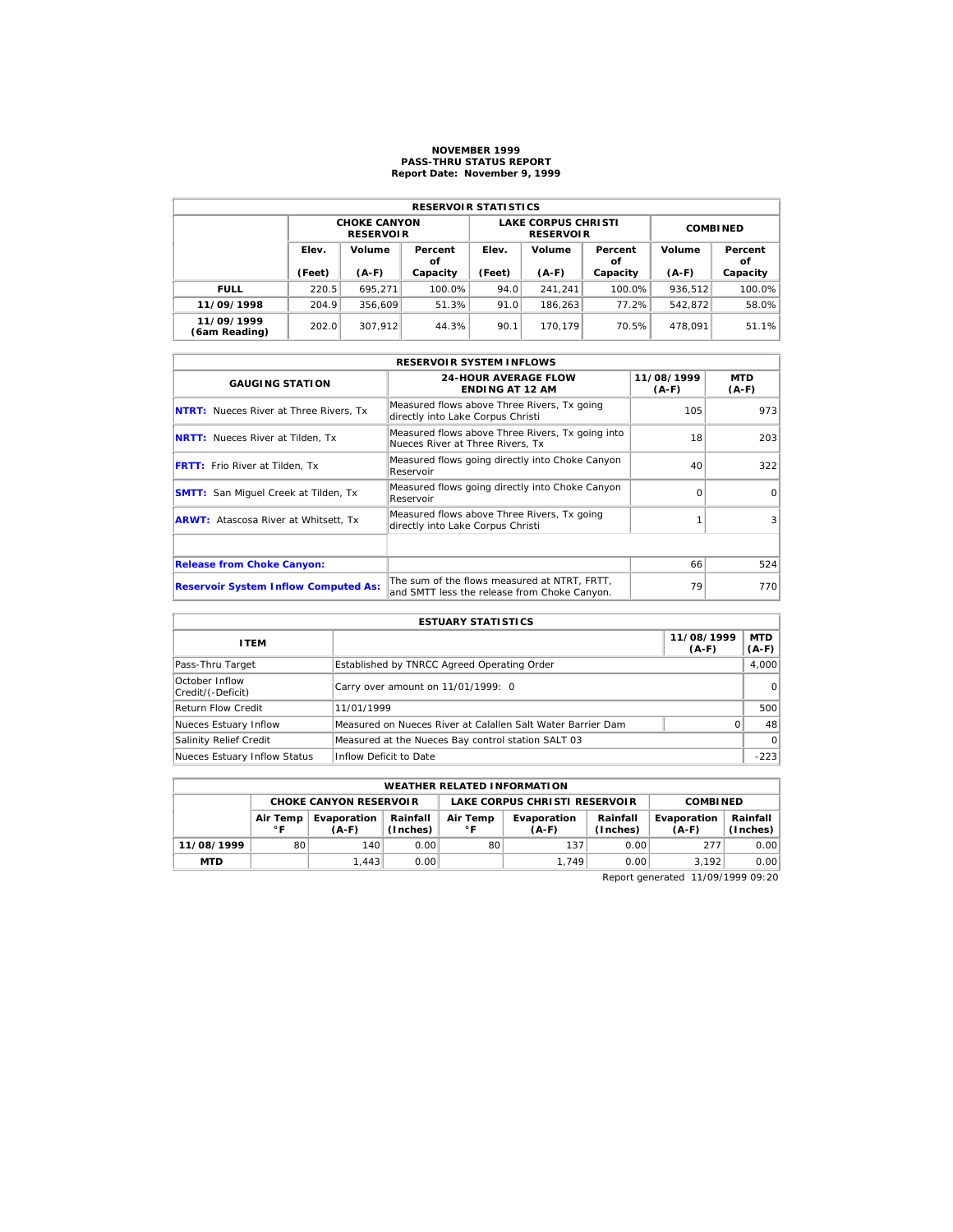# NOVEMBER 1999
## PASS-THRU STATUS REPORT
### Report Date: November 9, 1999

| RESERVOIR STATISTICS | | | | | | | | |
|---|---|---|---|---|---|---|---|---|
| | CHOKE CANYON RESERVOIR | | | LAKE CORPUS CHRISTI RESERVOIR | | | COMBINED | |
| | Elev. (Feet) | Volume (A-F) | Percent of Capacity | Elev. (Feet) | Volume (A-F) | Percent of Capacity | Volume (A-F) | Percent of Capacity |
| **FULL** | 220.5 | 695,271 | 100.0% | 94.0 | 241,241 | 100.0% | 936,512 | 100.0% |
| **11/09/1998** | 204.9 | 356,609 | 51.3% | 91.0 | 186,263 | 77.2% | 542,872 | 58.0% |
| **11/09/1999 (6am Reading)** | 202.0 | 307,912 | 44.3% | 90.1 | 170,179 | 70.5% | 478,091 | 51.1% |

| RESERVOIR SYSTEM INFLOWS | | | |
|---|---|---|---|
| GAUGING STATION | 24-HOUR AVERAGE FLOW ENDING AT 12 AM | 11/08/1999 (A-F) | MTD (A-F) |
| **NTRT:** Nueces River at Three Rivers, Tx | Measured flows above Three Rivers, Tx going directly into Lake Corpus Christi | 105 | 973 |
| **NRTT:** Nueces River at Tilden, Tx | Measured flows above Three Rivers, Tx going into Nueces River at Three Rivers, Tx | 18 | 203 |
| **FRTT:** Frio River at Tilden, Tx | Measured flows going directly into Choke Canyon Reservoir | 40 | 322 |
| **SMTT:** San Miguel Creek at Tilden, Tx | Measured flows going directly into Choke Canyon Reservoir | 0 | 0 |
| **ARWT:** Atascosa River at Whitsett, Tx | Measured flows above Three Rivers, Tx going directly into Lake Corpus Christi | 1 | 3 |
| | | | |
| **Release from Choke Canyon:** | | 66 | 524 |
| **Reservoir System Inflow Computed As:** | The sum of the flows measured at NTRT, FRTT, and SMTT less the release from Choke Canyon. | 79 | 770 |

| ESTUARY STATISTICS | | | |
|---|---|---|---|
| ITEM | | 11/08/1999 (A-F) | MTD (A-F) |
| Pass-Thru Target | Established by TNRCC Agreed Operating Order | | 4,000 |
| October Inflow Credit/(-Deficit) | Carry over amount on 11/01/1999: 0 | | 0 |
| Return Flow Credit | 11/01/1999 | | 500 |
| Nueces Estuary Inflow | Measured on Nueces River at Calallen Salt Water Barrier Dam | 0 | 48 |
| Salinity Relief Credit | Measured at the Nueces Bay control station SALT 03 | | 0 |
| Nueces Estuary Inflow Status | Inflow Deficit to Date | | -223 |

| WEATHER RELATED INFORMATION | | | | | | | | |
|---|---|---|---|---|---|---|---|---|
| | CHOKE CANYON RESERVOIR | | | LAKE CORPUS CHRISTI RESERVOIR | | | COMBINED | |
| | Air Temp °F | Evaporation (A-F) | Rainfall (Inches) | Air Temp °F | Evaporation (A-F) | Rainfall (Inches) | Evaporation (A-F) | Rainfall (Inches) |
| **11/08/1999** | 80 | 140 | 0.00 | 80 | 137 | 0.00 | 277 | 0.00 |
| **MTD** | | 1,443 | 0.00 | | 1,749 | 0.00 | 3,192 | 0.00 |

Report generated 11/09/1999 09:20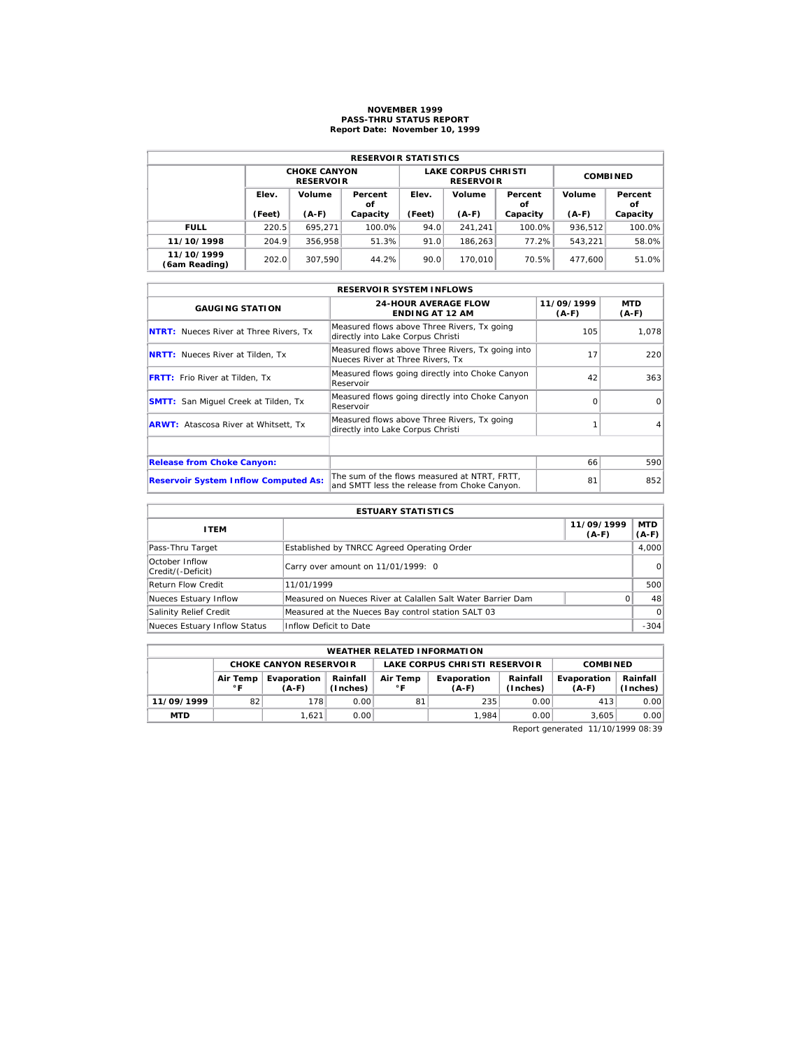# NOVEMBER 1999
## PASS-THRU STATUS REPORT
### Report Date: November 10, 1999

| RESERVOIR STATISTICS | | | | | | | | |
|---|---|---|---|---|---|---|---|---|
| | CHOKE CANYON RESERVOIR | | | LAKE CORPUS CHRISTI RESERVOIR | | | COMBINED | |
| | Elev. (Feet) | Volume (A-F) | Percent of Capacity | Elev. (Feet) | Volume (A-F) | Percent of Capacity | Volume (A-F) | Percent of Capacity |
| **FULL** | 220.5 | 695,271 | 100.0% | 94.0 | 241,241 | 100.0% | 936,512 | 100.0% |
| **11/10/1998** | 204.9 | 356,958 | 51.3% | 91.0 | 186,263 | 77.2% | 543,221 | 58.0% |
| **11/10/1999 (6am Reading)** | 202.0 | 307,590 | 44.2% | 90.0 | 170,010 | 70.5% | 477,600 | 51.0% |

| RESERVOIR SYSTEM INFLOWS | | | |
|---|---|---|---|
| GAUGING STATION | 24-HOUR AVERAGE FLOW ENDING AT 12 AM | 11/09/1999 (A-F) | MTD (A-F) |
| **NTRT:** Nueces River at Three Rivers, Tx | Measured flows above Three Rivers, Tx going directly into Lake Corpus Christi | 105 | 1,078 |
| **NRTT:** Nueces River at Tilden, Tx | Measured flows above Three Rivers, Tx going into Nueces River at Three Rivers, Tx | 17 | 220 |
| **FRTT:** Frio River at Tilden, Tx | Measured flows going directly into Choke Canyon Reservoir | 42 | 363 |
| **SMTT:** San Miguel Creek at Tilden, Tx | Measured flows going directly into Choke Canyon Reservoir | 0 | 0 |
| **ARWT:** Atascosa River at Whitsett, Tx | Measured flows above Three Rivers, Tx going directly into Lake Corpus Christi | 1 | 4 |
| | | | |
| **Release from Choke Canyon:** | | 66 | 590 |
| **Reservoir System Inflow Computed As:** | The sum of the flows measured at NTRT, FRTT, and SMTT less the release from Choke Canyon. | 81 | 852 |

| ESTUARY STATISTICS | | | |
|---|---|---|---|
| ITEM | | 11/09/1999 (A-F) | MTD (A-F) |
| Pass-Thru Target | Established by TNRCC Agreed Operating Order | | 4,000 |
| October Inflow Credit/(-Deficit) | Carry over amount on 11/01/1999: 0 | | 0 |
| Return Flow Credit | 11/01/1999 | | 500 |
| Nueces Estuary Inflow | Measured on Nueces River at Calallen Salt Water Barrier Dam | 0 | 48 |
| Salinity Relief Credit | Measured at the Nueces Bay control station SALT 03 | | 0 |
| Nueces Estuary Inflow Status | Inflow Deficit to Date | | -304 |

| WEATHER RELATED INFORMATION | | | | | | | | |
|---|---|---|---|---|---|---|---|---|
| | CHOKE CANYON RESERVOIR | | | LAKE CORPUS CHRISTI RESERVOIR | | | COMBINED | |
| | Air Temp °F | Evaporation (A-F) | Rainfall (Inches) | Air Temp °F | Evaporation (A-F) | Rainfall (Inches) | Evaporation (A-F) | Rainfall (Inches) |
| **11/09/1999** | 82 | 178 | 0.00 | 81 | 235 | 0.00 | 413 | 0.00 |
| **MTD** | | 1,621 | 0.00 | | 1,984 | 0.00 | 3,605 | 0.00 |

Report generated 11/10/1999 08:39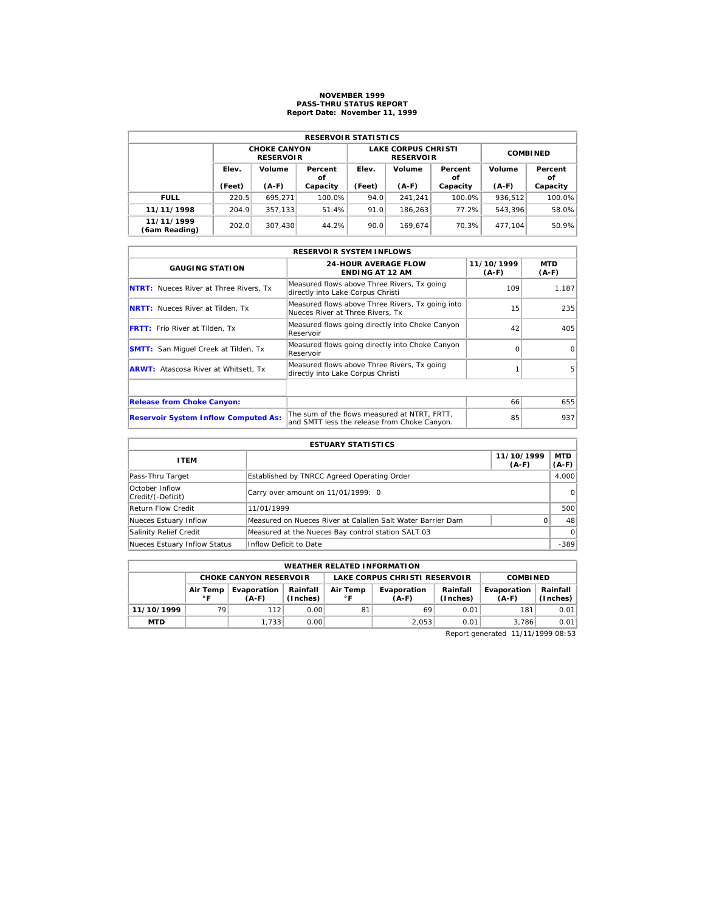# NOVEMBER 1999
## PASS-THRU STATUS REPORT
### Report Date: November 11, 1999

| RESERVOIR STATISTICS | | | | | | | | |
|---|---|---|---|---|---|---|---|---|
| | CHOKE CANYON RESERVOIR | | | LAKE CORPUS CHRISTI RESERVOIR | | | COMBINED | |
| | Elev. (Feet) | Volume (A-F) | Percent of Capacity | Elev. (Feet) | Volume (A-F) | Percent of Capacity | Volume (A-F) | Percent of Capacity |
| **FULL** | 220.5 | 695,271 | 100.0% | 94.0 | 241,241 | 100.0% | 936,512 | 100.0% |
| **11/11/1998** | 204.9 | 357,133 | 51.4% | 91.0 | 186,263 | 77.2% | 543,396 | 58.0% |
| **11/11/1999 (6am Reading)** | 202.0 | 307,430 | 44.2% | 90.0 | 169,674 | 70.3% | 477,104 | 50.9% |

| RESERVOIR SYSTEM INFLOWS | | | |
|---|---|---|---|
| GAUGING STATION | 24-HOUR AVERAGE FLOW ENDING AT 12 AM | 11/10/1999 (A-F) | MTD (A-F) |
| **NTRT:** Nueces River at Three Rivers, Tx | Measured flows above Three Rivers, Tx going directly into Lake Corpus Christi | 109 | 1,187 |
| **NRTT:** Nueces River at Tilden, Tx | Measured flows above Three Rivers, Tx going into Nueces River at Three Rivers, Tx | 15 | 235 |
| **FRTT:** Frio River at Tilden, Tx | Measured flows going directly into Choke Canyon Reservoir | 42 | 405 |
| **SMTT:** San Miguel Creek at Tilden, Tx | Measured flows going directly into Choke Canyon Reservoir | 0 | 0 |
| **ARWT:** Atascosa River at Whitsett, Tx | Measured flows above Three Rivers, Tx going directly into Lake Corpus Christi | 1 | 5 |
| | | | |
| **Release from Choke Canyon:** | | 66 | 655 |
| **Reservoir System Inflow Computed As:** | The sum of the flows measured at NTRT, FRTT, and SMTT less the release from Choke Canyon. | 85 | 937 |

| ESTUARY STATISTICS | | | |
|---|---|---|---|
| ITEM | | 11/10/1999 (A-F) | MTD (A-F) |
| Pass-Thru Target | Established by TNRCC Agreed Operating Order | | 4,000 |
| October Inflow Credit/(-Deficit) | Carry over amount on 11/01/1999: 0 | | 0 |
| Return Flow Credit | 11/01/1999 | | 500 |
| Nueces Estuary Inflow | Measured on Nueces River at Calallen Salt Water Barrier Dam | 0 | 48 |
| Salinity Relief Credit | Measured at the Nueces Bay control station SALT 03 | | 0 |
| Nueces Estuary Inflow Status | Inflow Deficit to Date | | -389 |

| WEATHER RELATED INFORMATION | | | | | | | | |
|---|---|---|---|---|---|---|---|---|
| | CHOKE CANYON RESERVOIR | | | LAKE CORPUS CHRISTI RESERVOIR | | | COMBINED | |
| | Air Temp °F | Evaporation (A-F) | Rainfall (Inches) | Air Temp °F | Evaporation (A-F) | Rainfall (Inches) | Evaporation (A-F) | Rainfall (Inches) |
| **11/10/1999** | 79 | 112 | 0.00 | 81 | 69 | 0.01 | 181 | 0.01 |
| **MTD** | | 1,733 | 0.00 | | 2,053 | 0.01 | 3,786 | 0.01 |

Report generated 11/11/1999 08:53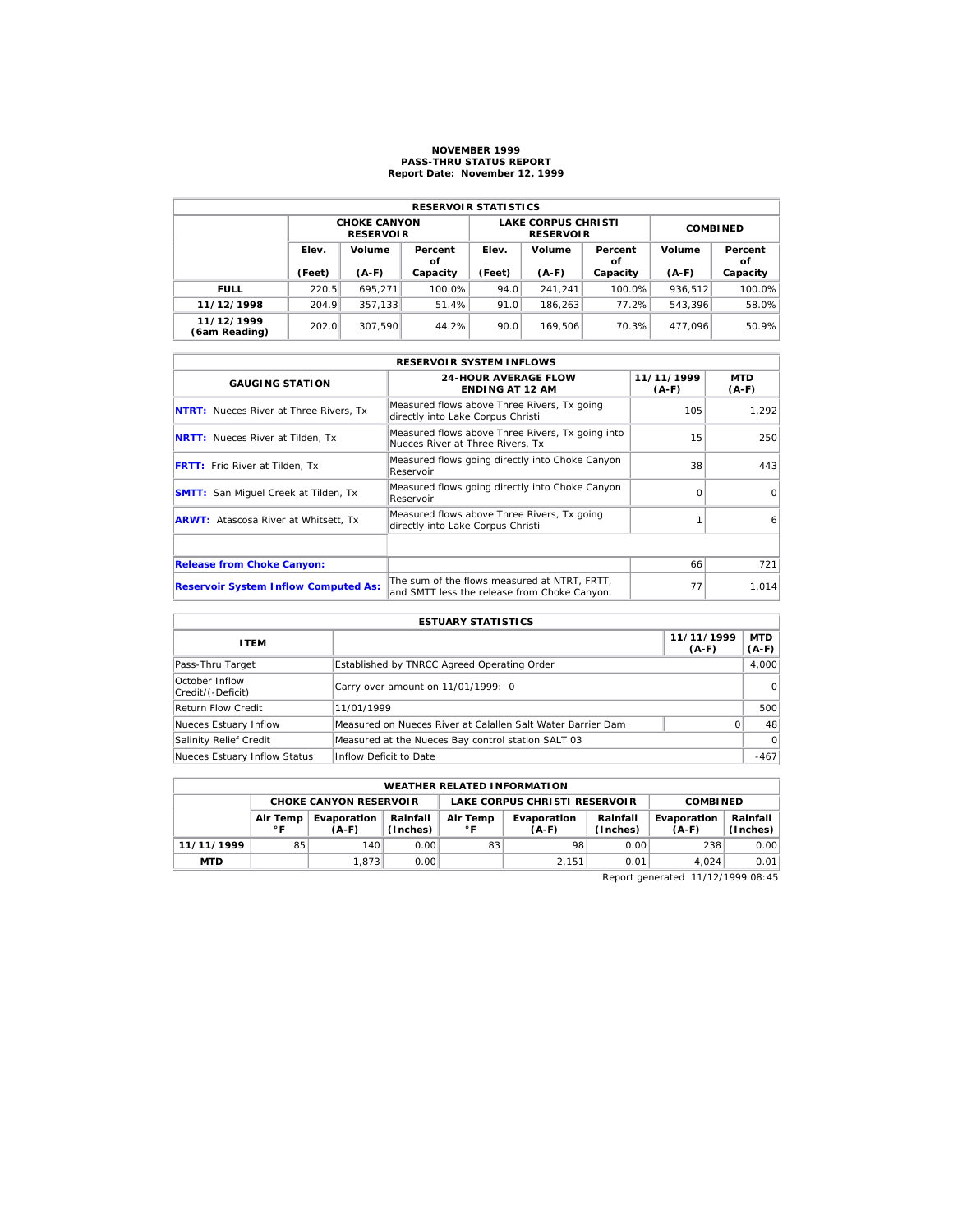# NOVEMBER 1999
## PASS-THRU STATUS REPORT
### Report Date: November 12, 1999

| RESERVOIR STATISTICS | | | | | | | | |
|---|---|---|---|---|---|---|---|---|
| | CHOKE CANYON RESERVOIR | | | LAKE CORPUS CHRISTI RESERVOIR | | | COMBINED | |
| | Elev. (Feet) | Volume (A-F) | Percent of Capacity | Elev. (Feet) | Volume (A-F) | Percent of Capacity | Volume (A-F) | Percent of Capacity |
| **FULL** | 220.5 | 695,271 | 100.0% | 94.0 | 241,241 | 100.0% | 936,512 | 100.0% |
| **11/12/1998** | 204.9 | 357,133 | 51.4% | 91.0 | 186,263 | 77.2% | 543,396 | 58.0% |
| **11/12/1999 (6am Reading)** | 202.0 | 307,590 | 44.2% | 90.0 | 169,506 | 70.3% | 477,096 | 50.9% |

| RESERVOIR SYSTEM INFLOWS | | | |
|---|---|---|---|
| GAUGING STATION | 24-HOUR AVERAGE FLOW ENDING AT 12 AM | 11/11/1999 (A-F) | MTD (A-F) |
| **NTRT:** Nueces River at Three Rivers, Tx | Measured flows above Three Rivers, Tx going directly into Lake Corpus Christi | 105 | 1,292 |
| **NRTT:** Nueces River at Tilden, Tx | Measured flows above Three Rivers, Tx going into Nueces River at Three Rivers, Tx | 15 | 250 |
| **FRTT:** Frio River at Tilden, Tx | Measured flows going directly into Choke Canyon Reservoir | 38 | 443 |
| **SMTT:** San Miguel Creek at Tilden, Tx | Measured flows going directly into Choke Canyon Reservoir | 0 | 0 |
| **ARWT:** Atascosa River at Whitsett, Tx | Measured flows above Three Rivers, Tx going directly into Lake Corpus Christi | 1 | 6 |
| | | | |
| **Release from Choke Canyon:** | | 66 | 721 |
| **Reservoir System Inflow Computed As:** | The sum of the flows measured at NTRT, FRTT, and SMTT less the release from Choke Canyon. | 77 | 1,014 |

| ESTUARY STATISTICS | | | |
|---|---|---|---|
| ITEM | | 11/11/1999 (A-F) | MTD (A-F) |
| Pass-Thru Target | Established by TNRCC Agreed Operating Order | | 4,000 |
| October Inflow Credit/(-Deficit) | Carry over amount on 11/01/1999: 0 | | 0 |
| Return Flow Credit | 11/01/1999 | | 500 |
| Nueces Estuary Inflow | Measured on Nueces River at Calallen Salt Water Barrier Dam | 0 | 48 |
| Salinity Relief Credit | Measured at the Nueces Bay control station SALT 03 | | 0 |
| Nueces Estuary Inflow Status | Inflow Deficit to Date | | -467 |

| WEATHER RELATED INFORMATION | | | | | | | | |
|---|---|---|---|---|---|---|---|---|
| | CHOKE CANYON RESERVOIR | | | LAKE CORPUS CHRISTI RESERVOIR | | | COMBINED | |
| | Air Temp °F | Evaporation (A-F) | Rainfall (Inches) | Air Temp °F | Evaporation (A-F) | Rainfall (Inches) | Evaporation (A-F) | Rainfall (Inches) |
| **11/11/1999** | 85 | 140 | 0.00 | 83 | 98 | 0.00 | 238 | 0.00 |
| **MTD** | | 1,873 | 0.00 | | 2,151 | 0.01 | 4,024 | 0.01 |

Report generated 11/12/1999 08:45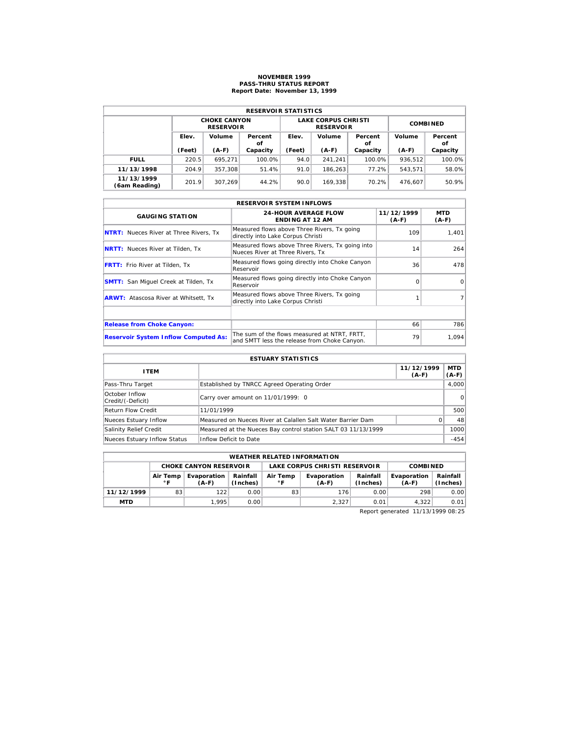# NOVEMBER 1999
## PASS-THRU STATUS REPORT
### Report Date: November 13, 1999

| RESERVOIR STATISTICS | | | | | | | | |
|---|---|---|---|---|---|---|---|---|
| | CHOKE CANYON RESERVOIR | | | LAKE CORPUS CHRISTI RESERVOIR | | | COMBINED | |
| | Elev. (Feet) | Volume (A-F) | Percent of Capacity | Elev. (Feet) | Volume (A-F) | Percent of Capacity | Volume (A-F) | Percent of Capacity |
| **FULL** | 220.5 | 695,271 | 100.0% | 94.0 | 241,241 | 100.0% | 936,512 | 100.0% |
| **11/13/1998** | 204.9 | 357,308 | 51.4% | 91.0 | 186,263 | 77.2% | 543,571 | 58.0% |
| **11/13/1999 (6am Reading)** | 201.9 | 307,269 | 44.2% | 90.0 | 169,338 | 70.2% | 476,607 | 50.9% |

| RESERVOIR SYSTEM INFLOWS | | | |
|---|---|---|---|
| GAUGING STATION | 24-HOUR AVERAGE FLOW ENDING AT 12 AM | 11/12/1999 (A-F) | MTD (A-F) |
| **NTRT:** Nueces River at Three Rivers, Tx | Measured flows above Three Rivers, Tx going directly into Lake Corpus Christi | 109 | 1,401 |
| **NRTT:** Nueces River at Tilden, Tx | Measured flows above Three Rivers, Tx going into Nueces River at Three Rivers, Tx | 14 | 264 |
| **FRTT:** Frio River at Tilden, Tx | Measured flows going directly into Choke Canyon Reservoir | 36 | 478 |
| **SMTT:** San Miguel Creek at Tilden, Tx | Measured flows going directly into Choke Canyon Reservoir | 0 | 0 |
| **ARWT:** Atascosa River at Whitsett, Tx | Measured flows above Three Rivers, Tx going directly into Lake Corpus Christi | 1 | 7 |
| | | | |
| **Release from Choke Canyon:** | | 66 | 786 |
| **Reservoir System Inflow Computed As:** | The sum of the flows measured at NTRT, FRTT, and SMTT less the release from Choke Canyon. | 79 | 1,094 |

| ESTUARY STATISTICS | | | |
|---|---|---|---|
| ITEM | | 11/12/1999 (A-F) | MTD (A-F) |
| Pass-Thru Target | Established by TNRCC Agreed Operating Order | | 4,000 |
| October Inflow Credit/(-Deficit) | Carry over amount on 11/01/1999: 0 | | 0 |
| Return Flow Credit | 11/01/1999 | | 500 |
| Nueces Estuary Inflow | Measured on Nueces River at Calallen Salt Water Barrier Dam | 0 | 48 |
| Salinity Relief Credit | Measured at the Nueces Bay control station SALT 03 11/13/1999 | | 1000 |
| Nueces Estuary Inflow Status | Inflow Deficit to Date | | -454 |

| WEATHER RELATED INFORMATION | | | | | | | | |
|---|---|---|---|---|---|---|---|---|
| | CHOKE CANYON RESERVOIR | | | LAKE CORPUS CHRISTI RESERVOIR | | | COMBINED | |
| | Air Temp °F | Evaporation (A-F) | Rainfall (Inches) | Air Temp °F | Evaporation (A-F) | Rainfall (Inches) | Evaporation (A-F) | Rainfall (Inches) |
| **11/12/1999** | 83 | 122 | 0.00 | 83 | 176 | 0.00 | 298 | 0.00 |
| **MTD** | | 1,995 | 0.00 | | 2,327 | 0.01 | 4,322 | 0.01 |

Report generated 11/13/1999 08:25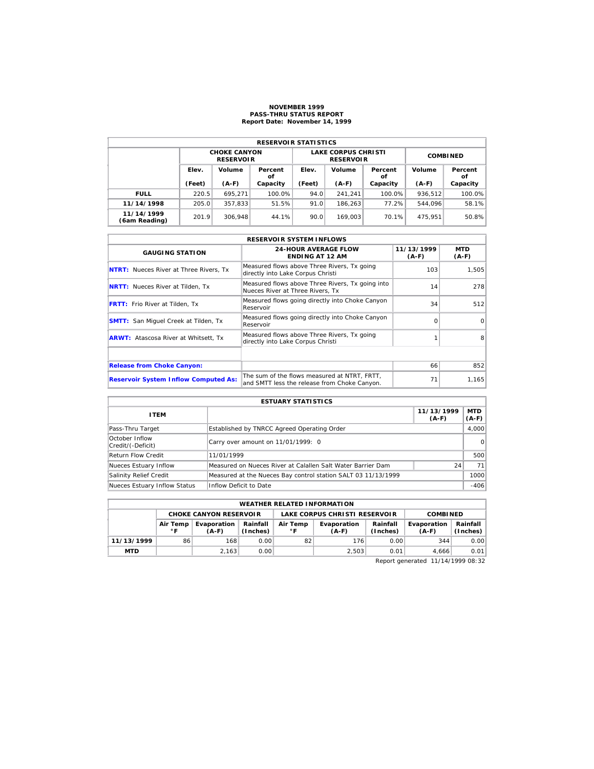# NOVEMBER 1999
## PASS-THRU STATUS REPORT
### Report Date: November 14, 1999

| RESERVOIR STATISTICS | | | | | | | | |
|---|---|---|---|---|---|---|---|---|
| | CHOKE CANYON RESERVOIR | | | LAKE CORPUS CHRISTI RESERVOIR | | | COMBINED | |
| | Elev. (Feet) | Volume (A-F) | Percent of Capacity | Elev. (Feet) | Volume (A-F) | Percent of Capacity | Volume (A-F) | Percent of Capacity |
| **FULL** | 220.5 | 695,271 | 100.0% | 94.0 | 241,241 | 100.0% | 936,512 | 100.0% |
| **11/14/1998** | 205.0 | 357,833 | 51.5% | 91.0 | 186,263 | 77.2% | 544,096 | 58.1% |
| **11/14/1999 (6am Reading)** | 201.9 | 306,948 | 44.1% | 90.0 | 169,003 | 70.1% | 475,951 | 50.8% |

| RESERVOIR SYSTEM INFLOWS | | | |
|---|---|---|---|
| GAUGING STATION | 24-HOUR AVERAGE FLOW ENDING AT 12 AM | 11/13/1999 (A-F) | MTD (A-F) |
| **NTRT:** Nueces River at Three Rivers, Tx | Measured flows above Three Rivers, Tx going directly into Lake Corpus Christi | 103 | 1,505 |
| **NRTT:** Nueces River at Tilden, Tx | Measured flows above Three Rivers, Tx going into Nueces River at Three Rivers, Tx | 14 | 278 |
| **FRTT:** Frio River at Tilden, Tx | Measured flows going directly into Choke Canyon Reservoir | 34 | 512 |
| **SMTT:** San Miguel Creek at Tilden, Tx | Measured flows going directly into Choke Canyon Reservoir | 0 | 0 |
| **ARWT:** Atascosa River at Whitsett, Tx | Measured flows above Three Rivers, Tx going directly into Lake Corpus Christi | 1 | 8 |
| | | | |
| **Release from Choke Canyon:** | | 66 | 852 |
| **Reservoir System Inflow Computed As:** | The sum of the flows measured at NTRT, FRTT, and SMTT less the release from Choke Canyon. | 71 | 1,165 |

| ESTUARY STATISTICS | | | |
|---|---|---|---|
| ITEM | | 11/13/1999 (A-F) | MTD (A-F) |
| Pass-Thru Target | Established by TNRCC Agreed Operating Order | | 4,000 |
| October Inflow Credit/(-Deficit) | Carry over amount on 11/01/1999: 0 | | 0 |
| Return Flow Credit | 11/01/1999 | | 500 |
| Nueces Estuary Inflow | Measured on Nueces River at Calallen Salt Water Barrier Dam | 24 | 71 |
| Salinity Relief Credit | Measured at the Nueces Bay control station SALT 03 11/13/1999 | | 1000 |
| Nueces Estuary Inflow Status | Inflow Deficit to Date | | -406 |

| WEATHER RELATED INFORMATION | | | | | | | | |
|---|---|---|---|---|---|---|---|---|
| | CHOKE CANYON RESERVOIR | | | LAKE CORPUS CHRISTI RESERVOIR | | | COMBINED | |
| | Air Temp °F | Evaporation (A-F) | Rainfall (Inches) | Air Temp °F | Evaporation (A-F) | Rainfall (Inches) | Evaporation (A-F) | Rainfall (Inches) |
| **11/13/1999** | 86 | 168 | 0.00 | 82 | 176 | 0.00 | 344 | 0.00 |
| **MTD** | | 2,163 | 0.00 | | 2,503 | 0.01 | 4,666 | 0.01 |

Report generated 11/14/1999 08:32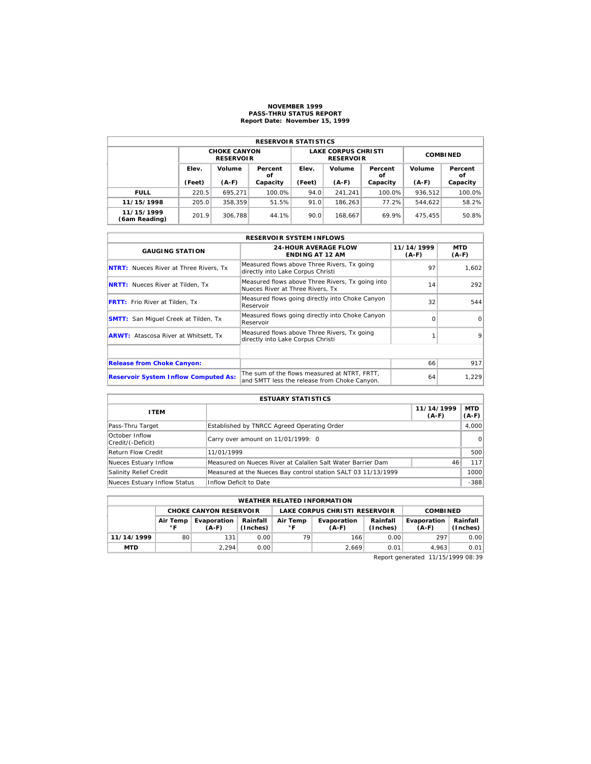# NOVEMBER 1999
## PASS-THRU STATUS REPORT
### Report Date: November 15, 1999

| RESERVOIR STATISTICS | | | | | | | | |
|---|---|---|---|---|---|---|---|---|
| | CHOKE CANYON RESERVOIR | | | LAKE CORPUS CHRISTI RESERVOIR | | | COMBINED | |
| | Elev. (Feet) | Volume (A-F) | Percent of Capacity | Elev. (Feet) | Volume (A-F) | Percent of Capacity | Volume (A-F) | Percent of Capacity |
| **FULL** | 220.5 | 695,271 | 100.0% | 94.0 | 241,241 | 100.0% | 936,512 | 100.0% |
| **11/15/1998** | 205.0 | 358,359 | 51.5% | 91.0 | 186,263 | 77.2% | 544,622 | 58.2% |
| **11/15/1999 (6am Reading)** | 201.9 | 306,788 | 44.1% | 90.0 | 168,667 | 69.9% | 475,455 | 50.8% |

| RESERVOIR SYSTEM INFLOWS | | | |
|---|---|---|---|
| GAUGING STATION | 24-HOUR AVERAGE FLOW ENDING AT 12 AM | 11/14/1999 (A-F) | MTD (A-F) |
| **NTRT:** Nueces River at Three Rivers, Tx | Measured flows above Three Rivers, Tx going directly into Lake Corpus Christi | 97 | 1,602 |
| **NRTT:** Nueces River at Tilden, Tx | Measured flows above Three Rivers, Tx going into Nueces River at Three Rivers, Tx | 14 | 292 |
| **FRTT:** Frio River at Tilden, Tx | Measured flows going directly into Choke Canyon Reservoir | 32 | 544 |
| **SMTT:** San Miguel Creek at Tilden, Tx | Measured flows going directly into Choke Canyon Reservoir | 0 | 0 |
| **ARWT:** Atascosa River at Whitsett, Tx | Measured flows above Three Rivers, Tx going directly into Lake Corpus Christi | 1 | 9 |
| | | | |
| **Release from Choke Canyon:** | | 66 | 917 |
| **Reservoir System Inflow Computed As:** | The sum of the flows measured at NTRT, FRTT, and SMTT less the release from Choke Canyon. | 64 | 1,229 |

| ESTUARY STATISTICS | | | |
|---|---|---|---|
| ITEM | | 11/14/1999 (A-F) | MTD (A-F) |
| Pass-Thru Target | Established by TNRCC Agreed Operating Order | | 4,000 |
| October Inflow Credit/(-Deficit) | Carry over amount on 11/01/1999: 0 | | 0 |
| Return Flow Credit | 11/01/1999 | | 500 |
| Nueces Estuary Inflow | Measured on Nueces River at Calallen Salt Water Barrier Dam | 46 | 117 |
| Salinity Relief Credit | Measured at the Nueces Bay control station SALT 03 11/13/1999 | | 1000 |
| Nueces Estuary Inflow Status | Inflow Deficit to Date | | -388 |

| WEATHER RELATED INFORMATION | | | | | | | | |
|---|---|---|---|---|---|---|---|---|
| | CHOKE CANYON RESERVOIR | | | LAKE CORPUS CHRISTI RESERVOIR | | | COMBINED | |
| | Air Temp °F | Evaporation (A-F) | Rainfall (Inches) | Air Temp °F | Evaporation (A-F) | Rainfall (Inches) | Evaporation (A-F) | Rainfall (Inches) |
| **11/14/1999** | 80 | 131 | 0.00 | 79 | 166 | 0.00 | 297 | 0.00 |
| **MTD** | | 2,294 | 0.00 | | 2,669 | 0.01 | 4,963 | 0.01 |

Report generated 11/15/1999 08:39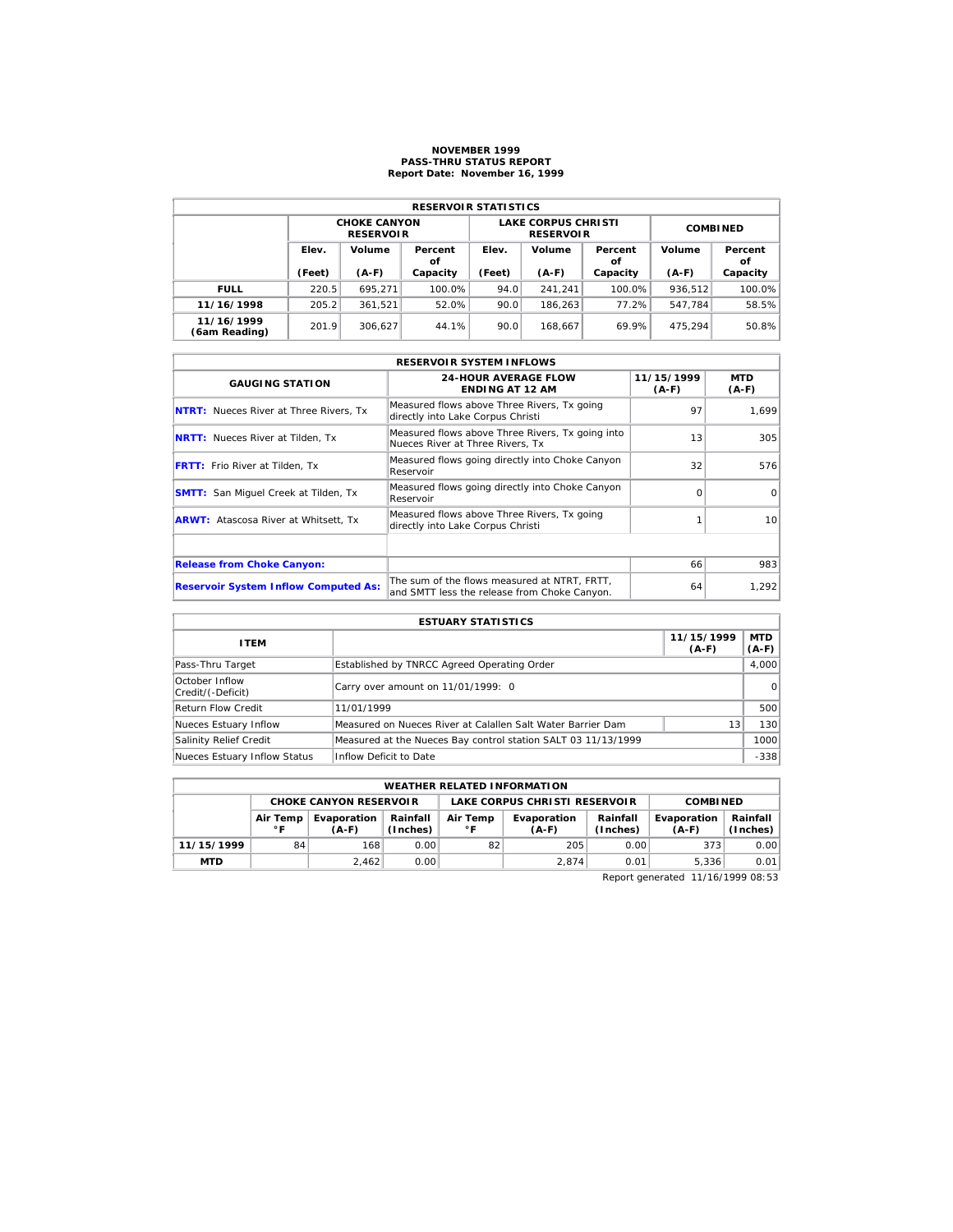# NOVEMBER 1999
## PASS-THRU STATUS REPORT
### Report Date: November 16, 1999

| RESERVOIR STATISTICS | | | | | | | | |
|---|---|---|---|---|---|---|---|---|
| | CHOKE CANYON RESERVOIR | | | LAKE CORPUS CHRISTI RESERVOIR | | | COMBINED | |
| | Elev. (Feet) | Volume (A-F) | Percent of Capacity | Elev. (Feet) | Volume (A-F) | Percent of Capacity | Volume (A-F) | Percent of Capacity |
| **FULL** | 220.5 | 695,271 | 100.0% | 94.0 | 241,241 | 100.0% | 936,512 | 100.0% |
| **11/16/1998** | 205.2 | 361,521 | 52.0% | 90.0 | 186,263 | 77.2% | 547,784 | 58.5% |
| **11/16/1999 (6am Reading)** | 201.9 | 306,627 | 44.1% | 90.0 | 168,667 | 69.9% | 475,294 | 50.8% |

| RESERVOIR SYSTEM INFLOWS | | | |
|---|---|---|---|
| GAUGING STATION | 24-HOUR AVERAGE FLOW ENDING AT 12 AM | 11/15/1999 (A-F) | MTD (A-F) |
| **NTRT:** Nueces River at Three Rivers, Tx | Measured flows above Three Rivers, Tx going directly into Lake Corpus Christi | 97 | 1,699 |
| **NRTT:** Nueces River at Tilden, Tx | Measured flows above Three Rivers, Tx going into Nueces River at Three Rivers, Tx | 13 | 305 |
| **FRTT:** Frio River at Tilden, Tx | Measured flows going directly into Choke Canyon Reservoir | 32 | 576 |
| **SMTT:** San Miguel Creek at Tilden, Tx | Measured flows going directly into Choke Canyon Reservoir | 0 | 0 |
| **ARWT:** Atascosa River at Whitsett, Tx | Measured flows above Three Rivers, Tx going directly into Lake Corpus Christi | 1 | 10 |
| | | | |
| **Release from Choke Canyon:** | | 66 | 983 |
| **Reservoir System Inflow Computed As:** | The sum of the flows measured at NTRT, FRTT, and SMTT less the release from Choke Canyon. | 64 | 1,292 |

| ESTUARY STATISTICS | | | |
|---|---|---|---|
| ITEM | | 11/15/1999 (A-F) | MTD (A-F) |
| Pass-Thru Target | Established by TNRCC Agreed Operating Order | | 4,000 |
| October Inflow Credit/(-Deficit) | Carry over amount on 11/01/1999: 0 | | 0 |
| Return Flow Credit | 11/01/1999 | | 500 |
| Nueces Estuary Inflow | Measured on Nueces River at Calallen Salt Water Barrier Dam | 13 | 130 |
| Salinity Relief Credit | Measured at the Nueces Bay control station SALT 03 11/13/1999 | | 1000 |
| Nueces Estuary Inflow Status | Inflow Deficit to Date | | -338 |

| WEATHER RELATED INFORMATION | | | | | | | | |
|---|---|---|---|---|---|---|---|---|
| | CHOKE CANYON RESERVOIR | | | LAKE CORPUS CHRISTI RESERVOIR | | | COMBINED | |
| | Air Temp °F | Evaporation (A-F) | Rainfall (Inches) | Air Temp °F | Evaporation (A-F) | Rainfall (Inches) | Evaporation (A-F) | Rainfall (Inches) |
| **11/15/1999** | 84 | 168 | 0.00 | 82 | 205 | 0.00 | 373 | 0.00 |
| **MTD** | | 2,462 | 0.00 | | 2,874 | 0.01 | 5,336 | 0.01 |

Report generated 11/16/1999 08:53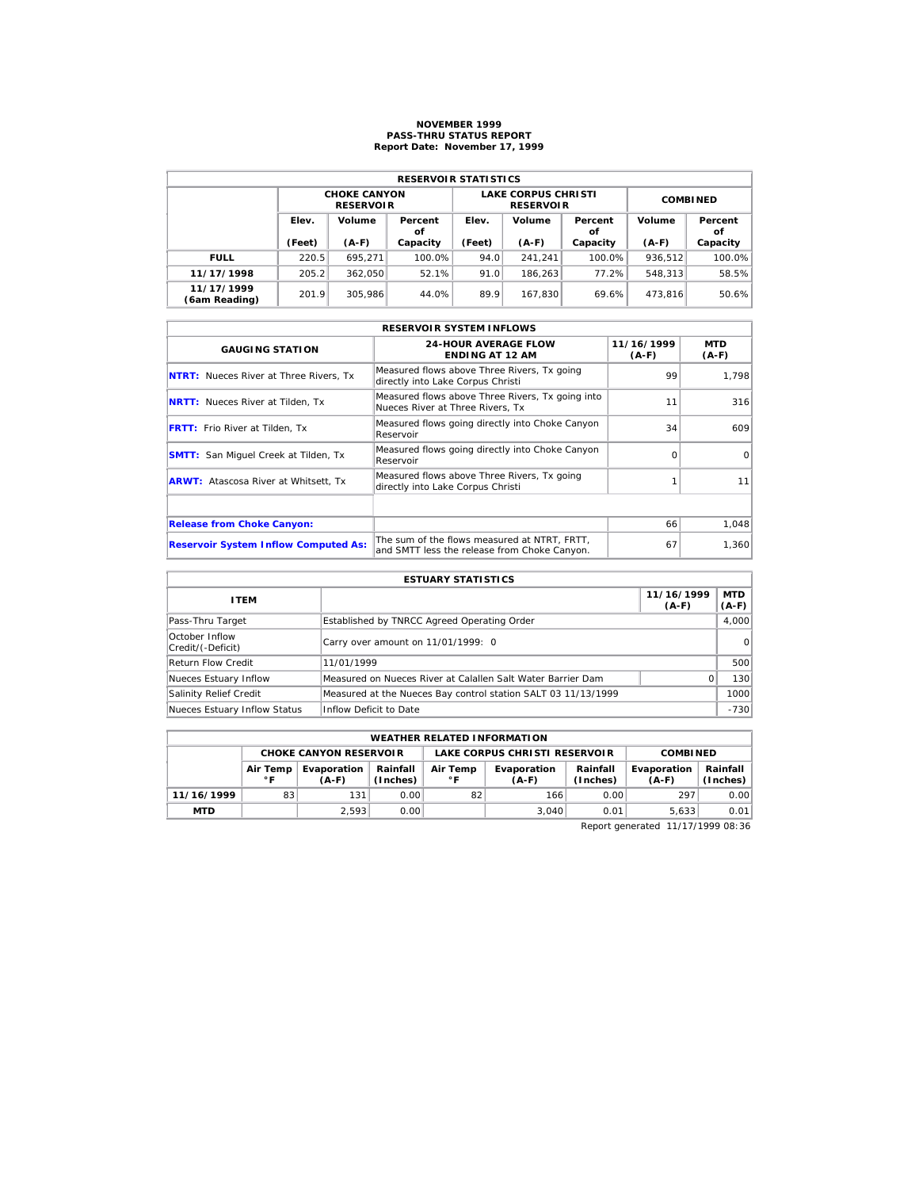# NOVEMBER 1999
## PASS-THRU STATUS REPORT
### Report Date: November 17, 1999

| RESERVOIR STATISTICS | | | | | | | | |
|---|---|---|---|---|---|---|---|---|
| | CHOKE CANYON RESERVOIR | | | LAKE CORPUS CHRISTI RESERVOIR | | | COMBINED | |
| | Elev. (Feet) | Volume (A-F) | Percent of Capacity | Elev. (Feet) | Volume (A-F) | Percent of Capacity | Volume (A-F) | Percent of Capacity |
| **FULL** | 220.5 | 695,271 | 100.0% | 94.0 | 241,241 | 100.0% | 936,512 | 100.0% |
| **11/17/1998** | 205.2 | 362,050 | 52.1% | 91.0 | 186,263 | 77.2% | 548,313 | 58.5% |
| **11/17/1999 (6am Reading)** | 201.9 | 305,986 | 44.0% | 89.9 | 167,830 | 69.6% | 473,816 | 50.6% |

| RESERVOIR SYSTEM INFLOWS | | | |
|---|---|---|---|
| GAUGING STATION | 24-HOUR AVERAGE FLOW ENDING AT 12 AM | 11/16/1999 (A-F) | MTD (A-F) |
| **NTRT:** Nueces River at Three Rivers, Tx | Measured flows above Three Rivers, Tx going directly into Lake Corpus Christi | 99 | 1,798 |
| **NRTT:** Nueces River at Tilden, Tx | Measured flows above Three Rivers, Tx going into Nueces River at Three Rivers, Tx | 11 | 316 |
| **FRTT:** Frio River at Tilden, Tx | Measured flows going directly into Choke Canyon Reservoir | 34 | 609 |
| **SMTT:** San Miguel Creek at Tilden, Tx | Measured flows going directly into Choke Canyon Reservoir | 0 | 0 |
| **ARWT:** Atascosa River at Whitsett, Tx | Measured flows above Three Rivers, Tx going directly into Lake Corpus Christi | 1 | 11 |
| | | | |
| **Release from Choke Canyon:** | | 66 | 1,048 |
| **Reservoir System Inflow Computed As:** | The sum of the flows measured at NTRT, FRTT, and SMTT less the release from Choke Canyon. | 67 | 1,360 |

| ESTUARY STATISTICS | | | |
|---|---|---|---|
| ITEM | | 11/16/1999 (A-F) | MTD (A-F) |
| Pass-Thru Target | Established by TNRCC Agreed Operating Order | | 4,000 |
| October Inflow Credit/(-Deficit) | Carry over amount on 11/01/1999: 0 | | 0 |
| Return Flow Credit | 11/01/1999 | | 500 |
| Nueces Estuary Inflow | Measured on Nueces River at Calallen Salt Water Barrier Dam | 0 | 130 |
| Salinity Relief Credit | Measured at the Nueces Bay control station SALT 03 11/13/1999 | | 1000 |
| Nueces Estuary Inflow Status | Inflow Deficit to Date | | -730 |

| WEATHER RELATED INFORMATION | | | | | | | | |
|---|---|---|---|---|---|---|---|---|
| | CHOKE CANYON RESERVOIR | | | LAKE CORPUS CHRISTI RESERVOIR | | | COMBINED | |
| | Air Temp °F | Evaporation (A-F) | Rainfall (Inches) | Air Temp °F | Evaporation (A-F) | Rainfall (Inches) | Evaporation (A-F) | Rainfall (Inches) |
| **11/16/1999** | 83 | 131 | 0.00 | 82 | 166 | 0.00 | 297 | 0.00 |
| **MTD** | | 2,593 | 0.00 | | 3,040 | 0.01 | 5,633 | 0.01 |

Report generated 11/17/1999 08:36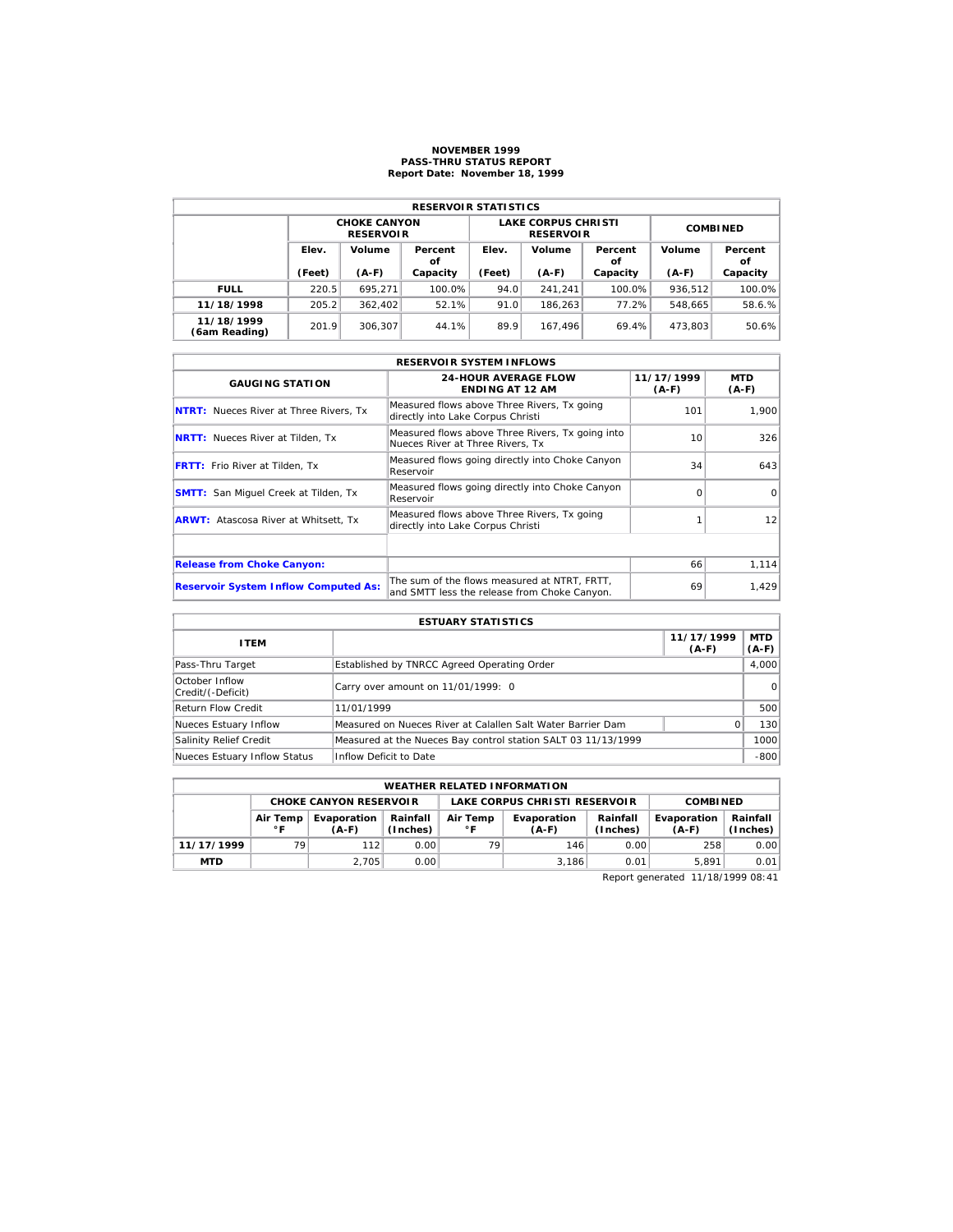# NOVEMBER 1999
## PASS-THRU STATUS REPORT
### Report Date: November 18, 1999

| RESERVOIR STATISTICS | | | | | | | | |
|---|---|---|---|---|---|---|---|---|
| | CHOKE CANYON RESERVOIR | | | LAKE CORPUS CHRISTI RESERVOIR | | | COMBINED | |
| | Elev. (Feet) | Volume (A-F) | Percent of Capacity | Elev. (Feet) | Volume (A-F) | Percent of Capacity | Volume (A-F) | Percent of Capacity |
| **FULL** | 220.5 | 695,271 | 100.0% | 94.0 | 241,241 | 100.0% | 936,512 | 100.0% |
| **11/18/1998** | 205.2 | 362,402 | 52.1% | 91.0 | 186,263 | 77.2% | 548,665 | 58.6.% |
| **11/18/1999 (6am Reading)** | 201.9 | 306,307 | 44.1% | 89.9 | 167,496 | 69.4% | 473,803 | 50.6% |

| RESERVOIR SYSTEM INFLOWS | | | |
|---|---|---|---|
| GAUGING STATION | 24-HOUR AVERAGE FLOW ENDING AT 12 AM | 11/17/1999 (A-F) | MTD (A-F) |
| **NTRT:** Nueces River at Three Rivers, Tx | Measured flows above Three Rivers, Tx going directly into Lake Corpus Christi | 101 | 1,900 |
| **NRTT:** Nueces River at Tilden, Tx | Measured flows above Three Rivers, Tx going into Nueces River at Three Rivers, Tx | 10 | 326 |
| **FRTT:** Frio River at Tilden, Tx | Measured flows going directly into Choke Canyon Reservoir | 34 | 643 |
| **SMTT:** San Miguel Creek at Tilden, Tx | Measured flows going directly into Choke Canyon Reservoir | 0 | 0 |
| **ARWT:** Atascosa River at Whitsett, Tx | Measured flows above Three Rivers, Tx going directly into Lake Corpus Christi | 1 | 12 |
| | | | |
| **Release from Choke Canyon:** | | 66 | 1,114 |
| **Reservoir System Inflow Computed As:** | The sum of the flows measured at NTRT, FRTT, and SMTT less the release from Choke Canyon. | 69 | 1,429 |

| ESTUARY STATISTICS | | | |
|---|---|---|---|
| ITEM | | 11/17/1999 (A-F) | MTD (A-F) |
| Pass-Thru Target | Established by TNRCC Agreed Operating Order | | 4,000 |
| October Inflow Credit/(-Deficit) | Carry over amount on 11/01/1999: 0 | | 0 |
| Return Flow Credit | 11/01/1999 | | 500 |
| Nueces Estuary Inflow | Measured on Nueces River at Calallen Salt Water Barrier Dam | 0 | 130 |
| Salinity Relief Credit | Measured at the Nueces Bay control station SALT 03 11/13/1999 | | 1000 |
| Nueces Estuary Inflow Status | Inflow Deficit to Date | | -800 |

| WEATHER RELATED INFORMATION | | | | | | | | |
|---|---|---|---|---|---|---|---|---|
| | CHOKE CANYON RESERVOIR | | | LAKE CORPUS CHRISTI RESERVOIR | | | COMBINED | |
| | Air Temp °F | Evaporation (A-F) | Rainfall (Inches) | Air Temp °F | Evaporation (A-F) | Rainfall (Inches) | Evaporation (A-F) | Rainfall (Inches) |
| **11/17/1999** | 79 | 112 | 0.00 | 79 | 146 | 0.00 | 258 | 0.00 |
| **MTD** | | 2,705 | 0.00 | | 3,186 | 0.01 | 5,891 | 0.01 |

Report generated 11/18/1999 08:41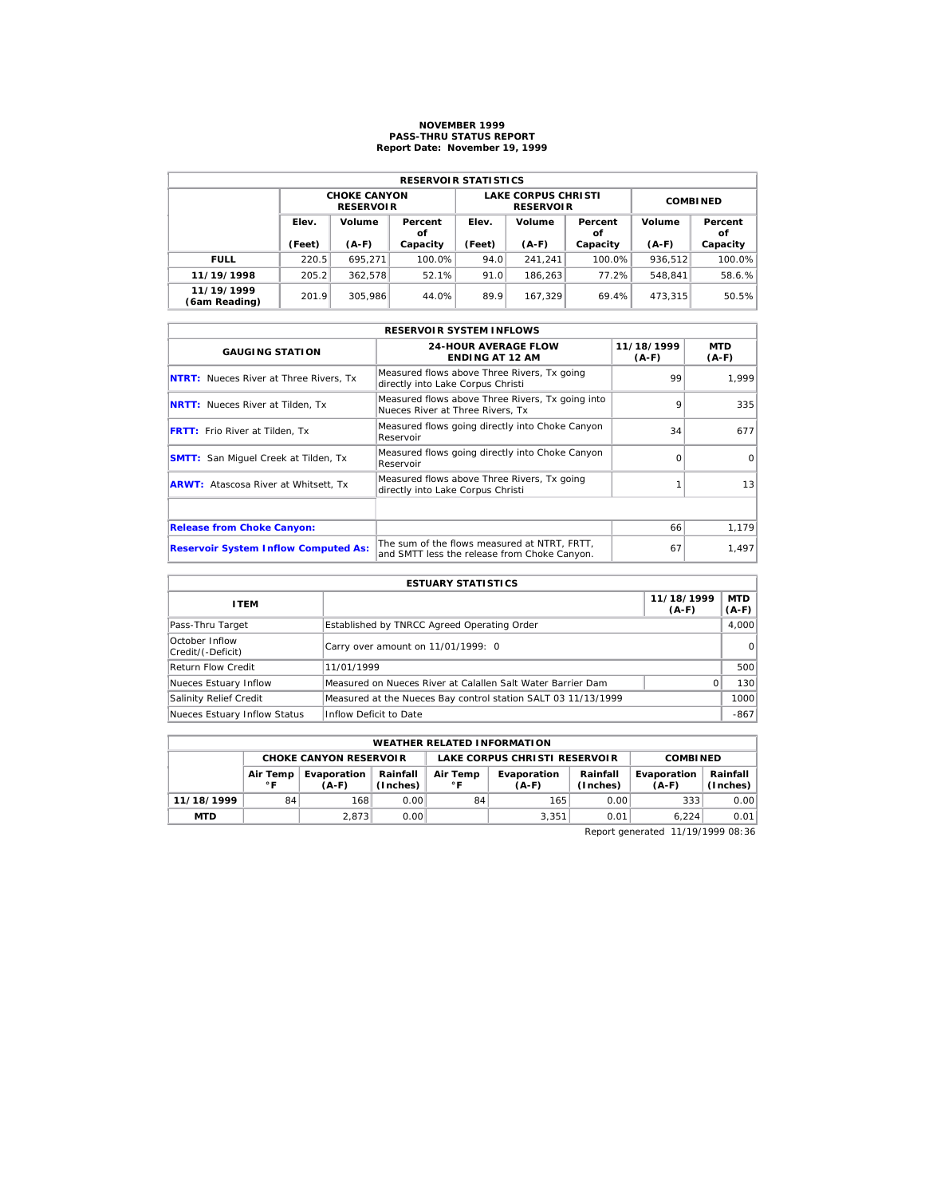# NOVEMBER 1999
## PASS-THRU STATUS REPORT
### Report Date: November 19, 1999

| RESERVOIR STATISTICS | | | | | | | | |
|---|---|---|---|---|---|---|---|---|
| | CHOKE CANYON RESERVOIR | | | LAKE CORPUS CHRISTI RESERVOIR | | | COMBINED | |
| | Elev. (Feet) | Volume (A-F) | Percent of Capacity | Elev. (Feet) | Volume (A-F) | Percent of Capacity | Volume (A-F) | Percent of Capacity |
| **FULL** | 220.5 | 695,271 | 100.0% | 94.0 | 241,241 | 100.0% | 936,512 | 100.0% |
| **11/19/1998** | 205.2 | 362,578 | 52.1% | 91.0 | 186,263 | 77.2% | 548,841 | 58.6.% |
| **11/19/1999 (6am Reading)** | 201.9 | 305,986 | 44.0% | 89.9 | 167,329 | 69.4% | 473,315 | 50.5% |

| RESERVOIR SYSTEM INFLOWS | | | |
|---|---|---|---|
| GAUGING STATION | 24-HOUR AVERAGE FLOW ENDING AT 12 AM | 11/18/1999 (A-F) | MTD (A-F) |
| **NTRT:** Nueces River at Three Rivers, Tx | Measured flows above Three Rivers, Tx going directly into Lake Corpus Christi | 99 | 1,999 |
| **NRTT:** Nueces River at Tilden, Tx | Measured flows above Three Rivers, Tx going into Nueces River at Three Rivers, Tx | 9 | 335 |
| **FRTT:** Frio River at Tilden, Tx | Measured flows going directly into Choke Canyon Reservoir | 34 | 677 |
| **SMTT:** San Miguel Creek at Tilden, Tx | Measured flows going directly into Choke Canyon Reservoir | 0 | 0 |
| **ARWT:** Atascosa River at Whitsett, Tx | Measured flows above Three Rivers, Tx going directly into Lake Corpus Christi | 1 | 13 |
| | | | |
| **Release from Choke Canyon:** | | 66 | 1,179 |
| **Reservoir System Inflow Computed As:** | The sum of the flows measured at NTRT, FRTT, and SMTT less the release from Choke Canyon. | 67 | 1,497 |

| ESTUARY STATISTICS | | | |
|---|---|---|---|
| ITEM | | 11/18/1999 (A-F) | MTD (A-F) |
| Pass-Thru Target | Established by TNRCC Agreed Operating Order | | 4,000 |
| October Inflow Credit/(-Deficit) | Carry over amount on 11/01/1999: 0 | | 0 |
| Return Flow Credit | 11/01/1999 | | 500 |
| Nueces Estuary Inflow | Measured on Nueces River at Calallen Salt Water Barrier Dam | 0 | 130 |
| Salinity Relief Credit | Measured at the Nueces Bay control station SALT 03 11/13/1999 | | 1000 |
| Nueces Estuary Inflow Status | Inflow Deficit to Date | | -867 |

| WEATHER RELATED INFORMATION | | | | | | | | |
|---|---|---|---|---|---|---|---|---|
| | CHOKE CANYON RESERVOIR | | | LAKE CORPUS CHRISTI RESERVOIR | | | COMBINED | |
| | Air Temp °F | Evaporation (A-F) | Rainfall (Inches) | Air Temp °F | Evaporation (A-F) | Rainfall (Inches) | Evaporation (A-F) | Rainfall (Inches) |
| **11/18/1999** | 84 | 168 | 0.00 | 84 | 165 | 0.00 | 333 | 0.00 |
| **MTD** | | 2,873 | 0.00 | | 3,351 | 0.01 | 6,224 | 0.01 |

Report generated 11/19/1999 08:36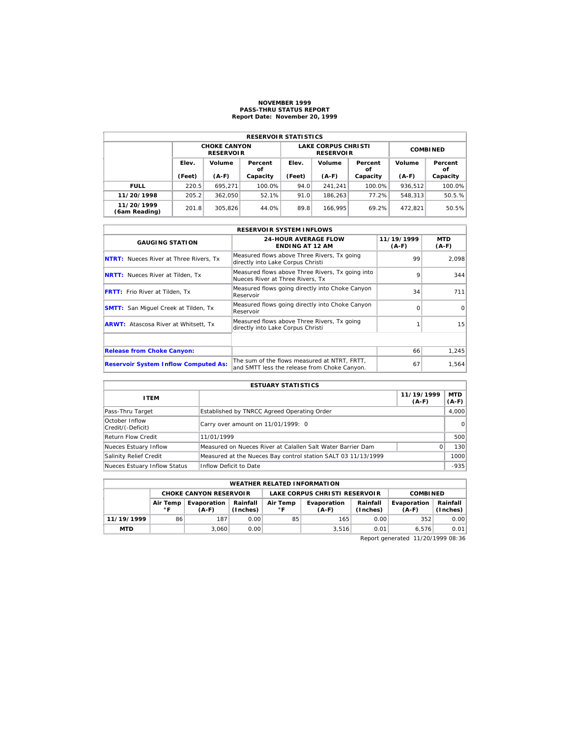# NOVEMBER 1999
## PASS-THRU STATUS REPORT
### Report Date: November 20, 1999

| RESERVOIR STATISTICS | | | | | | | | |
|---|---|---|---|---|---|---|---|---|
| | CHOKE CANYON RESERVOIR | | | LAKE CORPUS CHRISTI RESERVOIR | | | COMBINED | |
| | Elev. (Feet) | Volume (A-F) | Percent of Capacity | Elev. (Feet) | Volume (A-F) | Percent of Capacity | Volume (A-F) | Percent of Capacity |
| **FULL** | 220.5 | 695,271 | 100.0% | 94.0 | 241,241 | 100.0% | 936,512 | 100.0% |
| **11/20/1998** | 205.2 | 362,050 | 52.1% | 91.0 | 186,263 | 77.2% | 548,313 | 50.5.% |
| **11/20/1999 (6am Reading)** | 201.8 | 305,826 | 44.0% | 89.8 | 166,995 | 69.2% | 472,821 | 50.5% |

| RESERVOIR SYSTEM INFLOWS | | | |
|---|---|---|---|
| GAUGING STATION | 24-HOUR AVERAGE FLOW ENDING AT 12 AM | 11/19/1999 (A-F) | MTD (A-F) |
| **NTRT:** Nueces River at Three Rivers, Tx | Measured flows above Three Rivers, Tx going directly into Lake Corpus Christi | 99 | 2,098 |
| **NRTT:** Nueces River at Tilden, Tx | Measured flows above Three Rivers, Tx going into Nueces River at Three Rivers, Tx | 9 | 344 |
| **FRTT:** Frio River at Tilden, Tx | Measured flows going directly into Choke Canyon Reservoir | 34 | 711 |
| **SMTT:** San Miguel Creek at Tilden, Tx | Measured flows going directly into Choke Canyon Reservoir | 0 | 0 |
| **ARWT:** Atascosa River at Whitsett, Tx | Measured flows above Three Rivers, Tx going directly into Lake Corpus Christi | 1 | 15 |
| | | | |
| **Release from Choke Canyon:** | | 66 | 1,245 |
| **Reservoir System Inflow Computed As:** | The sum of the flows measured at NTRT, FRTT, and SMTT less the release from Choke Canyon. | 67 | 1,564 |

| ESTUARY STATISTICS | | | |
|---|---|---|---|
| ITEM | | 11/19/1999 (A-F) | MTD (A-F) |
| Pass-Thru Target | Established by TNRCC Agreed Operating Order | | 4,000 |
| October Inflow Credit/(-Deficit) | Carry over amount on 11/01/1999: 0 | | 0 |
| Return Flow Credit | 11/01/1999 | | 500 |
| Nueces Estuary Inflow | Measured on Nueces River at Calallen Salt Water Barrier Dam | 0 | 130 |
| Salinity Relief Credit | Measured at the Nueces Bay control station SALT 03 11/13/1999 | | 1000 |
| Nueces Estuary Inflow Status | Inflow Deficit to Date | | -935 |

| WEATHER RELATED INFORMATION | | | | | | | | |
|---|---|---|---|---|---|---|---|---|
| | CHOKE CANYON RESERVOIR | | | LAKE CORPUS CHRISTI RESERVOIR | | | COMBINED | |
| | Air Temp °F | Evaporation (A-F) | Rainfall (Inches) | Air Temp °F | Evaporation (A-F) | Rainfall (Inches) | Evaporation (A-F) | Rainfall (Inches) |
| **11/19/1999** | 86 | 187 | 0.00 | 85 | 165 | 0.00 | 352 | 0.00 |
| **MTD** | | 3,060 | 0.00 | | 3,516 | 0.01 | 6,576 | 0.01 |

Report generated 11/20/1999 08:36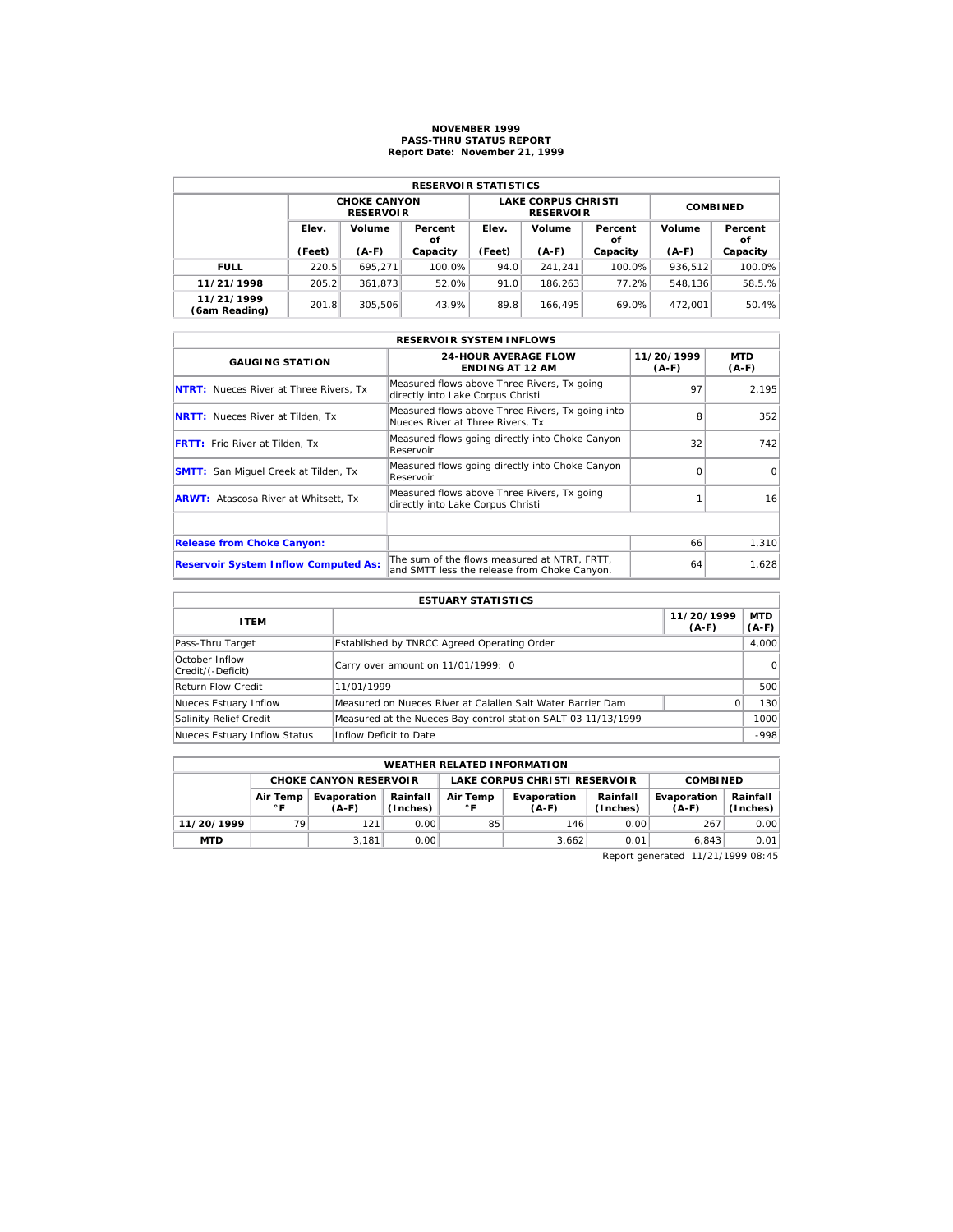# NOVEMBER 1999
## PASS-THRU STATUS REPORT
### Report Date: November 21, 1999

| RESERVOIR STATISTICS | | | | | | | | |
|---|---|---|---|---|---|---|---|---|
| | CHOKE CANYON RESERVOIR | | | LAKE CORPUS CHRISTI RESERVOIR | | | COMBINED | |
| | Elev. (Feet) | Volume (A-F) | Percent of Capacity | Elev. (Feet) | Volume (A-F) | Percent of Capacity | Volume (A-F) | Percent of Capacity |
| **FULL** | 220.5 | 695,271 | 100.0% | 94.0 | 241,241 | 100.0% | 936,512 | 100.0% |
| **11/21/1998** | 205.2 | 361,873 | 52.0% | 91.0 | 186,263 | 77.2% | 548,136 | 58.5.% |
| **11/21/1999 (6am Reading)** | 201.8 | 305,506 | 43.9% | 89.8 | 166,495 | 69.0% | 472,001 | 50.4% |

| RESERVOIR SYSTEM INFLOWS | | | |
|---|---|---|---|
| GAUGING STATION | 24-HOUR AVERAGE FLOW ENDING AT 12 AM | 11/20/1999 (A-F) | MTD (A-F) |
| **NTRT:** Nueces River at Three Rivers, Tx | Measured flows above Three Rivers, Tx going directly into Lake Corpus Christi | 97 | 2,195 |
| **NRTT:** Nueces River at Tilden, Tx | Measured flows above Three Rivers, Tx going into Nueces River at Three Rivers, Tx | 8 | 352 |
| **FRTT:** Frio River at Tilden, Tx | Measured flows going directly into Choke Canyon Reservoir | 32 | 742 |
| **SMTT:** San Miguel Creek at Tilden, Tx | Measured flows going directly into Choke Canyon Reservoir | 0 | 0 |
| **ARWT:** Atascosa River at Whitsett, Tx | Measured flows above Three Rivers, Tx going directly into Lake Corpus Christi | 1 | 16 |
| | | | |
| **Release from Choke Canyon:** | | 66 | 1,310 |
| **Reservoir System Inflow Computed As:** | The sum of the flows measured at NTRT, FRTT, and SMTT less the release from Choke Canyon. | 64 | 1,628 |

| ESTUARY STATISTICS | | | |
|---|---|---|---|
| ITEM | | 11/20/1999 (A-F) | MTD (A-F) |
| Pass-Thru Target | Established by TNRCC Agreed Operating Order | | 4,000 |
| October Inflow Credit/(-Deficit) | Carry over amount on 11/01/1999: 0 | | 0 |
| Return Flow Credit | 11/01/1999 | | 500 |
| Nueces Estuary Inflow | Measured on Nueces River at Calallen Salt Water Barrier Dam | 0 | 130 |
| Salinity Relief Credit | Measured at the Nueces Bay control station SALT 03 11/13/1999 | | 1000 |
| Nueces Estuary Inflow Status | Inflow Deficit to Date | | -998 |

| WEATHER RELATED INFORMATION | | | | | | | | |
|---|---|---|---|---|---|---|---|---|
| | CHOKE CANYON RESERVOIR | | | LAKE CORPUS CHRISTI RESERVOIR | | | COMBINED | |
| | Air Temp °F | Evaporation (A-F) | Rainfall (Inches) | Air Temp °F | Evaporation (A-F) | Rainfall (Inches) | Evaporation (A-F) | Rainfall (Inches) |
| **11/20/1999** | 79 | 121 | 0.00 | 85 | 146 | 0.00 | 267 | 0.00 |
| **MTD** | | 3,181 | 0.00 | | 3,662 | 0.01 | 6,843 | 0.01 |

Report generated 11/21/1999 08:45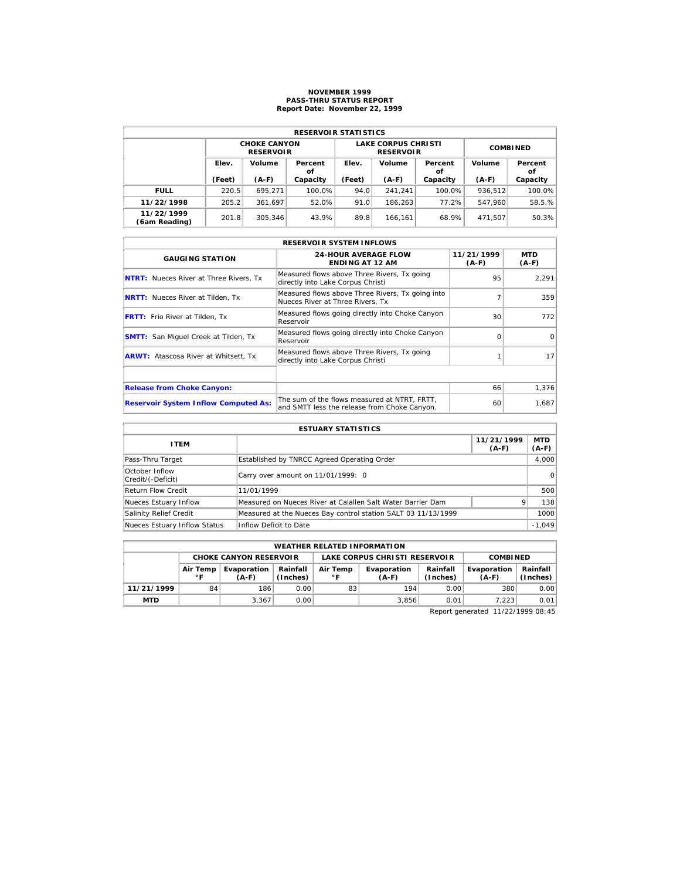# NOVEMBER 1999
## PASS-THRU STATUS REPORT
### Report Date: November 22, 1999

| RESERVOIR STATISTICS | | | | | | | | |
|---|---|---|---|---|---|---|---|---|
| | CHOKE CANYON RESERVOIR | | | LAKE CORPUS CHRISTI RESERVOIR | | | COMBINED | |
| | Elev. (Feet) | Volume (A-F) | Percent of Capacity | Elev. (Feet) | Volume (A-F) | Percent of Capacity | Volume (A-F) | Percent of Capacity |
| **FULL** | 220.5 | 695,271 | 100.0% | 94.0 | 241,241 | 100.0% | 936,512 | 100.0% |
| **11/22/1998** | 205.2 | 361,697 | 52.0% | 91.0 | 186,263 | 77.2% | 547,960 | 58.5.% |
| **11/22/1999 (6am Reading)** | 201.8 | 305,346 | 43.9% | 89.8 | 166,161 | 68.9% | 471,507 | 50.3% |

| RESERVOIR SYSTEM INFLOWS | | | |
|---|---|---|---|
| GAUGING STATION | 24-HOUR AVERAGE FLOW ENDING AT 12 AM | 11/21/1999 (A-F) | MTD (A-F) |
| **NTRT:** Nueces River at Three Rivers, Tx | Measured flows above Three Rivers, Tx going directly into Lake Corpus Christi | 95 | 2,291 |
| **NRTT:** Nueces River at Tilden, Tx | Measured flows above Three Rivers, Tx going into Nueces River at Three Rivers, Tx | 7 | 359 |
| **FRTT:** Frio River at Tilden, Tx | Measured flows going directly into Choke Canyon Reservoir | 30 | 772 |
| **SMTT:** San Miguel Creek at Tilden, Tx | Measured flows going directly into Choke Canyon Reservoir | 0 | 0 |
| **ARWT:** Atascosa River at Whitsett, Tx | Measured flows above Three Rivers, Tx going directly into Lake Corpus Christi | 1 | 17 |
| | | | |
| **Release from Choke Canyon:** | | 66 | 1,376 |
| **Reservoir System Inflow Computed As:** | The sum of the flows measured at NTRT, FRTT, and SMTT less the release from Choke Canyon. | 60 | 1,687 |

| ESTUARY STATISTICS | | | |
|---|---|---|---|
| ITEM | | 11/21/1999 (A-F) | MTD (A-F) |
| Pass-Thru Target | Established by TNRCC Agreed Operating Order | | 4,000 |
| October Inflow Credit/(-Deficit) | Carry over amount on 11/01/1999: 0 | | 0 |
| Return Flow Credit | 11/01/1999 | | 500 |
| Nueces Estuary Inflow | Measured on Nueces River at Calallen Salt Water Barrier Dam | 9 | 138 |
| Salinity Relief Credit | Measured at the Nueces Bay control station SALT 03 11/13/1999 | | 1000 |
| Nueces Estuary Inflow Status | Inflow Deficit to Date | | -1,049 |

| WEATHER RELATED INFORMATION | | | | | | | | |
|---|---|---|---|---|---|---|---|---|
| | CHOKE CANYON RESERVOIR | | | LAKE CORPUS CHRISTI RESERVOIR | | | COMBINED | |
| | Air Temp °F | Evaporation (A-F) | Rainfall (Inches) | Air Temp °F | Evaporation (A-F) | Rainfall (Inches) | Evaporation (A-F) | Rainfall (Inches) |
| **11/21/1999** | 84 | 186 | 0.00 | 83 | 194 | 0.00 | 380 | 0.00 |
| **MTD** | | 3,367 | 0.00 | | 3,856 | 0.01 | 7,223 | 0.01 |

Report generated 11/22/1999 08:45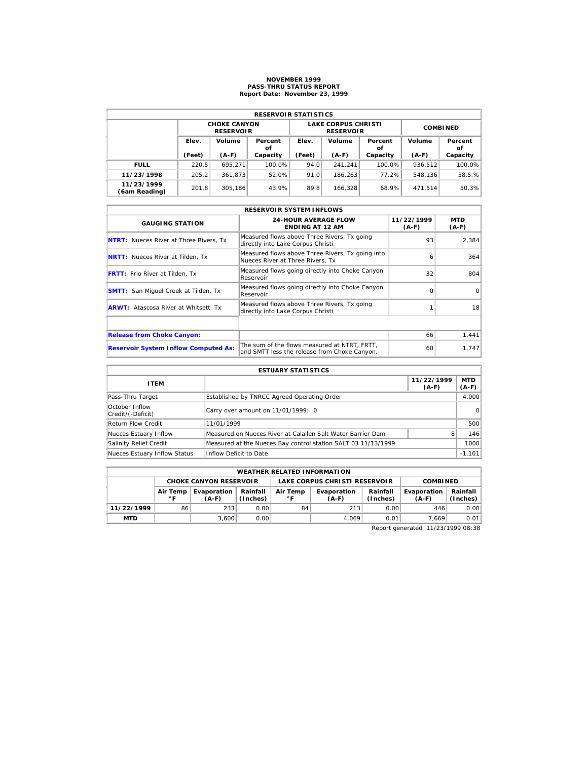# NOVEMBER 1999
## PASS-THRU STATUS REPORT
### Report Date: November 23, 1999

| RESERVOIR STATISTICS | | | | | | | | |
|---|---|---|---|---|---|---|---|---|
| | CHOKE CANYON RESERVOIR | | | LAKE CORPUS CHRISTI RESERVOIR | | | COMBINED | |
| | Elev. (Feet) | Volume (A-F) | Percent of Capacity | Elev. (Feet) | Volume (A-F) | Percent of Capacity | Volume (A-F) | Percent of Capacity |
| **FULL** | 220.5 | 695,271 | 100.0% | 94.0 | 241,241 | 100.0% | 936,512 | 100.0% |
| **11/23/1998** | 205.2 | 361,873 | 52.0% | 91.0 | 186,263 | 77.2% | 548,136 | 58.5.% |
| **11/23/1999 (6am Reading)** | 201.8 | 305,186 | 43.9% | 89.8 | 166,328 | 68.9% | 471,514 | 50.3% |

| RESERVOIR SYSTEM INFLOWS | | | |
|---|---|---|---|
| GAUGING STATION | 24-HOUR AVERAGE FLOW ENDING AT 12 AM | 11/22/1999 (A-F) | MTD (A-F) |
| **NTRT:** Nueces River at Three Rivers, Tx | Measured flows above Three Rivers, Tx going directly into Lake Corpus Christi | 93 | 2,384 |
| **NRTT:** Nueces River at Tilden, Tx | Measured flows above Three Rivers, Tx going into Nueces River at Three Rivers, Tx | 6 | 364 |
| **FRTT:** Frio River at Tilden, Tx | Measured flows going directly into Choke Canyon Reservoir | 32 | 804 |
| **SMTT:** San Miguel Creek at Tilden, Tx | Measured flows going directly into Choke Canyon Reservoir | 0 | 0 |
| **ARWT:** Atascosa River at Whitsett, Tx | Measured flows above Three Rivers, Tx going directly into Lake Corpus Christi | 1 | 18 |
| | | | |
| **Release from Choke Canyon:** | | 66 | 1,441 |
| **Reservoir System Inflow Computed As:** | The sum of the flows measured at NTRT, FRTT, and SMTT less the release from Choke Canyon. | 60 | 1,747 |

| ESTUARY STATISTICS | | | |
|---|---|---|---|
| ITEM | | 11/22/1999 (A-F) | MTD (A-F) |
| Pass-Thru Target | Established by TNRCC Agreed Operating Order | | 4,000 |
| October Inflow Credit/(-Deficit) | Carry over amount on 11/01/1999: 0 | | 0 |
| Return Flow Credit | 11/01/1999 | | 500 |
| Nueces Estuary Inflow | Measured on Nueces River at Calallen Salt Water Barrier Dam | 8 | 146 |
| Salinity Relief Credit | Measured at the Nueces Bay control station SALT 03 11/13/1999 | | 1000 |
| Nueces Estuary Inflow Status | Inflow Deficit to Date | | -1,101 |

| WEATHER RELATED INFORMATION | | | | | | | | |
|---|---|---|---|---|---|---|---|---|
| | CHOKE CANYON RESERVOIR | | | LAKE CORPUS CHRISTI RESERVOIR | | | COMBINED | |
| | Air Temp °F | Evaporation (A-F) | Rainfall (Inches) | Air Temp °F | Evaporation (A-F) | Rainfall (Inches) | Evaporation (A-F) | Rainfall (Inches) |
| **11/22/1999** | 86 | 233 | 0.00 | 84 | 213 | 0.00 | 446 | 0.00 |
| **MTD** | | 3,600 | 0.00 | | 4,069 | 0.01 | 7,669 | 0.01 |

Report generated 11/23/1999 08:38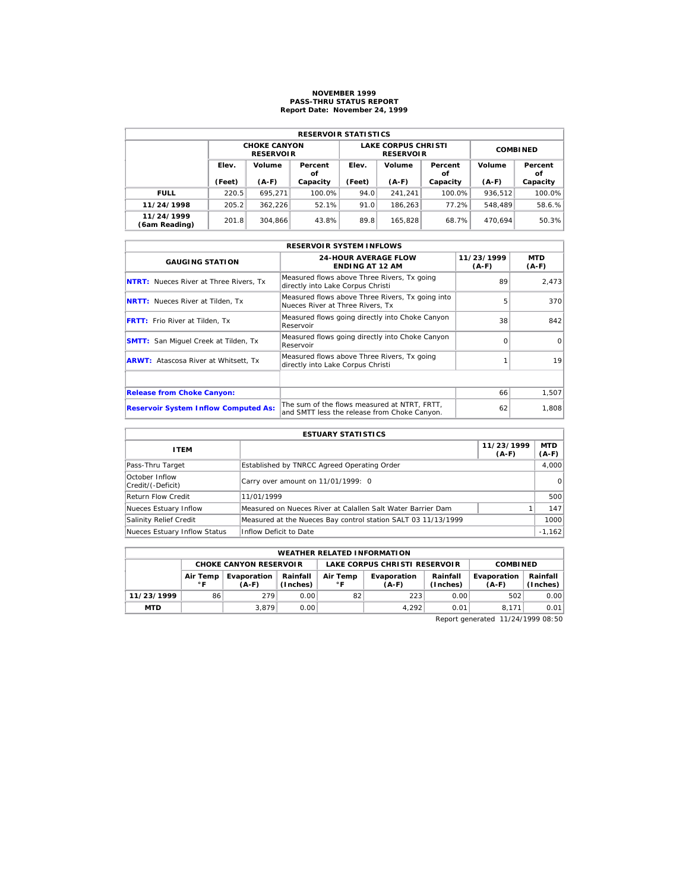# NOVEMBER 1999
## PASS-THRU STATUS REPORT
### Report Date: November 24, 1999

| RESERVOIR STATISTICS | | | | | | | | |
|---|---|---|---|---|---|---|---|---|
| | CHOKE CANYON RESERVOIR | | | LAKE CORPUS CHRISTI RESERVOIR | | | COMBINED | |
| | Elev. (Feet) | Volume (A-F) | Percent of Capacity | Elev. (Feet) | Volume (A-F) | Percent of Capacity | Volume (A-F) | Percent of Capacity |
| **FULL** | 220.5 | 695,271 | 100.0% | 94.0 | 241,241 | 100.0% | 936,512 | 100.0% |
| **11/24/1998** | 205.2 | 362,226 | 52.1% | 91.0 | 186,263 | 77.2% | 548,489 | 58.6.% |
| **11/24/1999 (6am Reading)** | 201.8 | 304,866 | 43.8% | 89.8 | 165,828 | 68.7% | 470,694 | 50.3% |

| RESERVOIR SYSTEM INFLOWS | | | |
|---|---|---|---|
| GAUGING STATION | 24-HOUR AVERAGE FLOW ENDING AT 12 AM | 11/23/1999 (A-F) | MTD (A-F) |
| **NTRT:** Nueces River at Three Rivers, Tx | Measured flows above Three Rivers, Tx going directly into Lake Corpus Christi | 89 | 2,473 |
| **NRTT:** Nueces River at Tilden, Tx | Measured flows above Three Rivers, Tx going into Nueces River at Three Rivers, Tx | 5 | 370 |
| **FRTT:** Frio River at Tilden, Tx | Measured flows going directly into Choke Canyon Reservoir | 38 | 842 |
| **SMTT:** San Miguel Creek at Tilden, Tx | Measured flows going directly into Choke Canyon Reservoir | 0 | 0 |
| **ARWT:** Atascosa River at Whitsett, Tx | Measured flows above Three Rivers, Tx going directly into Lake Corpus Christi | 1 | 19 |
| | | | |
| **Release from Choke Canyon:** | | 66 | 1,507 |
| **Reservoir System Inflow Computed As:** | The sum of the flows measured at NTRT, FRTT, and SMTT less the release from Choke Canyon. | 62 | 1,808 |

| ESTUARY STATISTICS | | | |
|---|---|---|---|
| ITEM | | 11/23/1999 (A-F) | MTD (A-F) |
| Pass-Thru Target | Established by TNRCC Agreed Operating Order | | 4,000 |
| October Inflow Credit/(-Deficit) | Carry over amount on 11/01/1999: 0 | | 0 |
| Return Flow Credit | 11/01/1999 | | 500 |
| Nueces Estuary Inflow | Measured on Nueces River at Calallen Salt Water Barrier Dam | 1 | 147 |
| Salinity Relief Credit | Measured at the Nueces Bay control station SALT 03 11/13/1999 | | 1000 |
| Nueces Estuary Inflow Status | Inflow Deficit to Date | | -1,162 |

| WEATHER RELATED INFORMATION | | | | | | | | |
|---|---|---|---|---|---|---|---|---|
| | CHOKE CANYON RESERVOIR | | | LAKE CORPUS CHRISTI RESERVOIR | | | COMBINED | |
| | Air Temp °F | Evaporation (A-F) | Rainfall (Inches) | Air Temp °F | Evaporation (A-F) | Rainfall (Inches) | Evaporation (A-F) | Rainfall (Inches) |
| **11/23/1999** | 86 | 279 | 0.00 | 82 | 223 | 0.00 | 502 | 0.00 |
| **MTD** | | 3,879 | 0.00 | | 4,292 | 0.01 | 8,171 | 0.01 |

Report generated 11/24/1999 08:50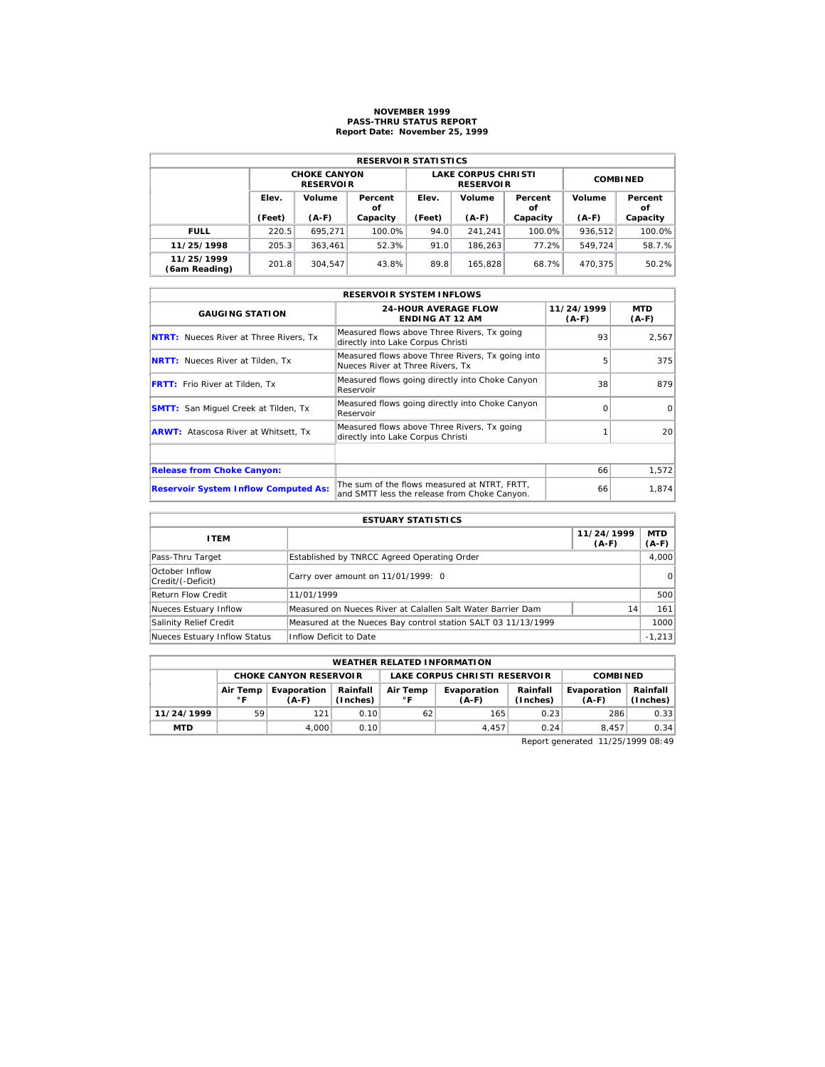# NOVEMBER 1999
## PASS-THRU STATUS REPORT
### Report Date: November 25, 1999

| RESERVOIR STATISTICS | | | | | | | | |
|---|---|---|---|---|---|---|---|---|
| | CHOKE CANYON RESERVOIR | | | LAKE CORPUS CHRISTI RESERVOIR | | | COMBINED | |
| | Elev. (Feet) | Volume (A-F) | Percent of Capacity | Elev. (Feet) | Volume (A-F) | Percent of Capacity | Volume (A-F) | Percent of Capacity |
| **FULL** | 220.5 | 695,271 | 100.0% | 94.0 | 241,241 | 100.0% | 936,512 | 100.0% |
| **11/25/1998** | 205.3 | 363,461 | 52.3% | 91.0 | 186,263 | 77.2% | 549,724 | 58.7.% |
| **11/25/1999 (6am Reading)** | 201.8 | 304,547 | 43.8% | 89.8 | 165,828 | 68.7% | 470,375 | 50.2% |

| RESERVOIR SYSTEM INFLOWS | | | |
|---|---|---|---|
| GAUGING STATION | 24-HOUR AVERAGE FLOW ENDING AT 12 AM | 11/24/1999 (A-F) | MTD (A-F) |
| **NTRT:** Nueces River at Three Rivers, Tx | Measured flows above Three Rivers, Tx going directly into Lake Corpus Christi | 93 | 2,567 |
| **NRTT:** Nueces River at Tilden, Tx | Measured flows above Three Rivers, Tx going into Nueces River at Three Rivers, Tx | 5 | 375 |
| **FRTT:** Frio River at Tilden, Tx | Measured flows going directly into Choke Canyon Reservoir | 38 | 879 |
| **SMTT:** San Miguel Creek at Tilden, Tx | Measured flows going directly into Choke Canyon Reservoir | 0 | 0 |
| **ARWT:** Atascosa River at Whitsett, Tx | Measured flows above Three Rivers, Tx going directly into Lake Corpus Christi | 1 | 20 |
| | | | |
| **Release from Choke Canyon:** | | 66 | 1,572 |
| **Reservoir System Inflow Computed As:** | The sum of the flows measured at NTRT, FRTT, and SMTT less the release from Choke Canyon. | 66 | 1,874 |

| ESTUARY STATISTICS | | | |
|---|---|---|---|
| ITEM | | 11/24/1999 (A-F) | MTD (A-F) |
| Pass-Thru Target | Established by TNRCC Agreed Operating Order | | 4,000 |
| October Inflow Credit/(-Deficit) | Carry over amount on 11/01/1999: 0 | | 0 |
| Return Flow Credit | 11/01/1999 | | 500 |
| Nueces Estuary Inflow | Measured on Nueces River at Calallen Salt Water Barrier Dam | 14 | 161 |
| Salinity Relief Credit | Measured at the Nueces Bay control station SALT 03 11/13/1999 | | 1000 |
| Nueces Estuary Inflow Status | Inflow Deficit to Date | | -1,213 |

| WEATHER RELATED INFORMATION | | | | | | | | |
|---|---|---|---|---|---|---|---|---|
| | CHOKE CANYON RESERVOIR | | | LAKE CORPUS CHRISTI RESERVOIR | | | COMBINED | |
| | Air Temp °F | Evaporation (A-F) | Rainfall (Inches) | Air Temp °F | Evaporation (A-F) | Rainfall (Inches) | Evaporation (A-F) | Rainfall (Inches) |
| **11/24/1999** | 59 | 121 | 0.10 | 62 | 165 | 0.23 | 286 | 0.33 |
| **MTD** | | 4,000 | 0.10 | | 4,457 | 0.24 | 8,457 | 0.34 |

Report generated 11/25/1999 08:49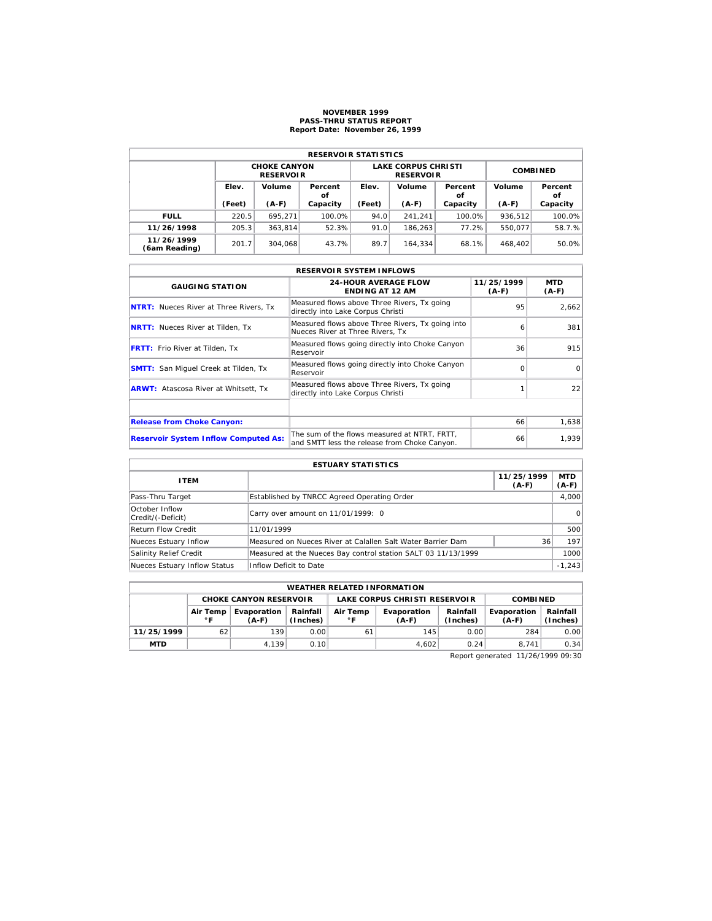# NOVEMBER 1999
## PASS-THRU STATUS REPORT
### Report Date: November 26, 1999

| RESERVOIR STATISTICS | | | | | | | | |
|---|---|---|---|---|---|---|---|---|
| | CHOKE CANYON RESERVOIR | | | LAKE CORPUS CHRISTI RESERVOIR | | | COMBINED | |
| | Elev. (Feet) | Volume (A-F) | Percent of Capacity | Elev. (Feet) | Volume (A-F) | Percent of Capacity | Volume (A-F) | Percent of Capacity |
| **FULL** | 220.5 | 695,271 | 100.0% | 94.0 | 241,241 | 100.0% | 936,512 | 100.0% |
| **11/26/1998** | 205.3 | 363,814 | 52.3% | 91.0 | 186,263 | 77.2% | 550,077 | 58.7.% |
| **11/26/1999 (6am Reading)** | 201.7 | 304,068 | 43.7% | 89.7 | 164,334 | 68.1% | 468,402 | 50.0% |

| RESERVOIR SYSTEM INFLOWS | | | |
|---|---|---|---|
| GAUGING STATION | 24-HOUR AVERAGE FLOW ENDING AT 12 AM | 11/25/1999 (A-F) | MTD (A-F) |
| **NTRT:** Nueces River at Three Rivers, Tx | Measured flows above Three Rivers, Tx going directly into Lake Corpus Christi | 95 | 2,662 |
| **NRTT:** Nueces River at Tilden, Tx | Measured flows above Three Rivers, Tx going into Nueces River at Three Rivers, Tx | 6 | 381 |
| **FRTT:** Frio River at Tilden, Tx | Measured flows going directly into Choke Canyon Reservoir | 36 | 915 |
| **SMTT:** San Miguel Creek at Tilden, Tx | Measured flows going directly into Choke Canyon Reservoir | 0 | 0 |
| **ARWT:** Atascosa River at Whitsett, Tx | Measured flows above Three Rivers, Tx going directly into Lake Corpus Christi | 1 | 22 |
| | | | |
| **Release from Choke Canyon:** | | 66 | 1,638 |
| **Reservoir System Inflow Computed As:** | The sum of the flows measured at NTRT, FRTT, and SMTT less the release from Choke Canyon. | 66 | 1,939 |

| ESTUARY STATISTICS | | | |
|---|---|---|---|
| ITEM | | 11/25/1999 (A-F) | MTD (A-F) |
| Pass-Thru Target | Established by TNRCC Agreed Operating Order | | 4,000 |
| October Inflow Credit/(-Deficit) | Carry over amount on 11/01/1999: 0 | | 0 |
| Return Flow Credit | 11/01/1999 | | 500 |
| Nueces Estuary Inflow | Measured on Nueces River at Calallen Salt Water Barrier Dam | 36 | 197 |
| Salinity Relief Credit | Measured at the Nueces Bay control station SALT 03 11/13/1999 | | 1000 |
| Nueces Estuary Inflow Status | Inflow Deficit to Date | | -1,243 |

| WEATHER RELATED INFORMATION | | | | | | | | |
|---|---|---|---|---|---|---|---|---|
| | CHOKE CANYON RESERVOIR | | | LAKE CORPUS CHRISTI RESERVOIR | | | COMBINED | |
| | Air Temp °F | Evaporation (A-F) | Rainfall (Inches) | Air Temp °F | Evaporation (A-F) | Rainfall (Inches) | Evaporation (A-F) | Rainfall (Inches) |
| **11/25/1999** | 62 | 139 | 0.00 | 61 | 145 | 0.00 | 284 | 0.00 |
| **MTD** | | 4,139 | 0.10 | | 4,602 | 0.24 | 8,741 | 0.34 |

Report generated 11/26/1999 09:30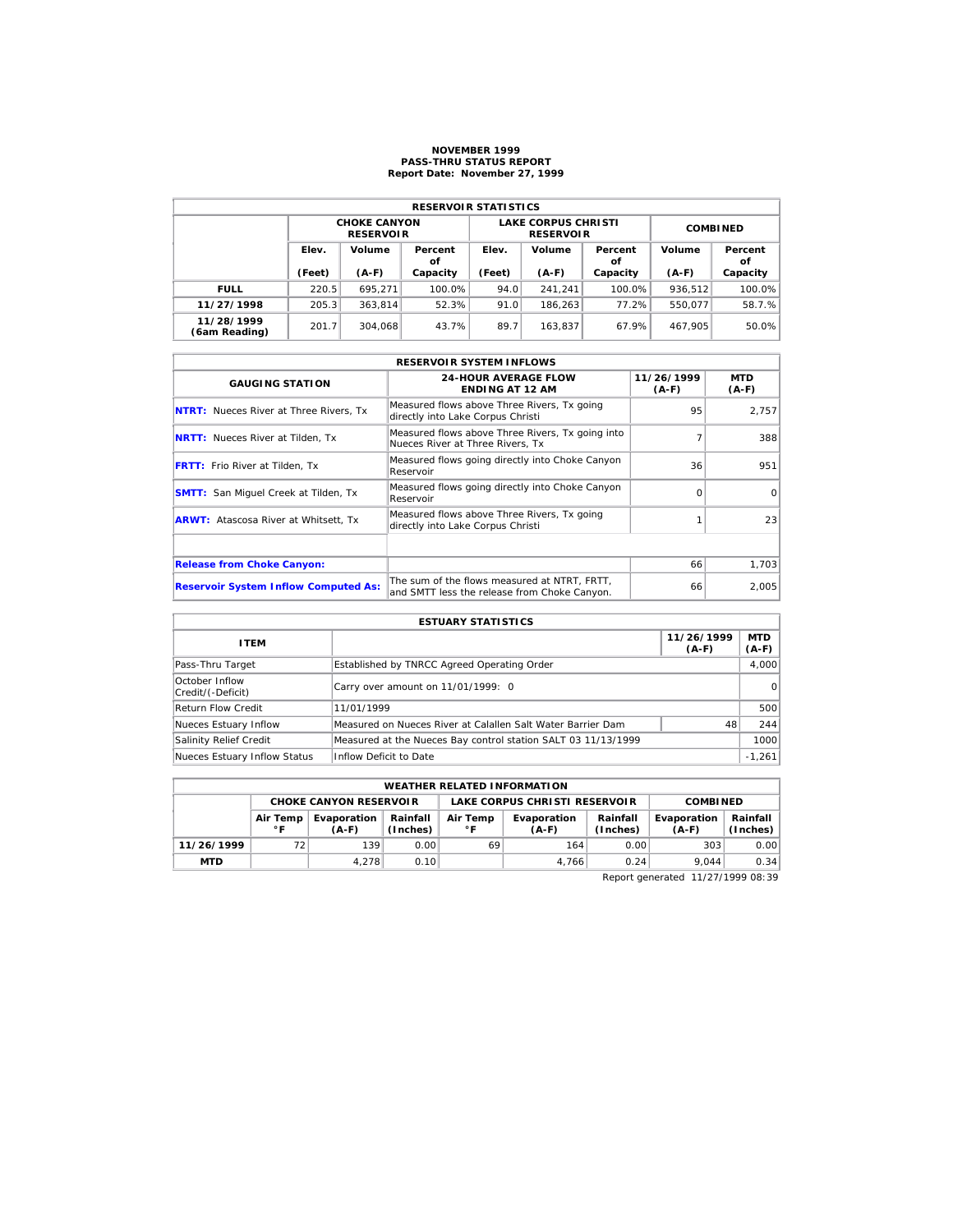# NOVEMBER 1999
## PASS-THRU STATUS REPORT
### Report Date: November 27, 1999

| RESERVOIR STATISTICS | | | | | | | | |
|---|---|---|---|---|---|---|---|---|
| | CHOKE CANYON RESERVOIR | | | LAKE CORPUS CHRISTI RESERVOIR | | | COMBINED | |
| | Elev. (Feet) | Volume (A-F) | Percent of Capacity | Elev. (Feet) | Volume (A-F) | Percent of Capacity | Volume (A-F) | Percent of Capacity |
| **FULL** | 220.5 | 695,271 | 100.0% | 94.0 | 241,241 | 100.0% | 936,512 | 100.0% |
| **11/27/1998** | 205.3 | 363,814 | 52.3% | 91.0 | 186,263 | 77.2% | 550,077 | 58.7.% |
| **11/28/1999 (6am Reading)** | 201.7 | 304,068 | 43.7% | 89.7 | 163,837 | 67.9% | 467,905 | 50.0% |

| RESERVOIR SYSTEM INFLOWS | | | |
|---|---|---|---|
| GAUGING STATION | 24-HOUR AVERAGE FLOW ENDING AT 12 AM | 11/26/1999 (A-F) | MTD (A-F) |
| **NTRT:** Nueces River at Three Rivers, Tx | Measured flows above Three Rivers, Tx going directly into Lake Corpus Christi | 95 | 2,757 |
| **NRTT:** Nueces River at Tilden, Tx | Measured flows above Three Rivers, Tx going into Nueces River at Three Rivers, Tx | 7 | 388 |
| **FRTT:** Frio River at Tilden, Tx | Measured flows going directly into Choke Canyon Reservoir | 36 | 951 |
| **SMTT:** San Miguel Creek at Tilden, Tx | Measured flows going directly into Choke Canyon Reservoir | 0 | 0 |
| **ARWT:** Atascosa River at Whitsett, Tx | Measured flows above Three Rivers, Tx going directly into Lake Corpus Christi | 1 | 23 |
| | | | |
| **Release from Choke Canyon:** | | 66 | 1,703 |
| **Reservoir System Inflow Computed As:** | The sum of the flows measured at NTRT, FRTT, and SMTT less the release from Choke Canyon. | 66 | 2,005 |

| ESTUARY STATISTICS | | | |
|---|---|---|---|
| ITEM | | 11/26/1999 (A-F) | MTD (A-F) |
| Pass-Thru Target | Established by TNRCC Agreed Operating Order | | 4,000 |
| October Inflow Credit/(-Deficit) | Carry over amount on 11/01/1999: 0 | | 0 |
| Return Flow Credit | 11/01/1999 | | 500 |
| Nueces Estuary Inflow | Measured on Nueces River at Calallen Salt Water Barrier Dam | 48 | 244 |
| Salinity Relief Credit | Measured at the Nueces Bay control station SALT 03 11/13/1999 | | 1000 |
| Nueces Estuary Inflow Status | Inflow Deficit to Date | | -1,261 |

| WEATHER RELATED INFORMATION | | | | | | | | |
|---|---|---|---|---|---|---|---|---|
| | CHOKE CANYON RESERVOIR | | | LAKE CORPUS CHRISTI RESERVOIR | | | COMBINED | |
| | Air Temp °F | Evaporation (A-F) | Rainfall (Inches) | Air Temp °F | Evaporation (A-F) | Rainfall (Inches) | Evaporation (A-F) | Rainfall (Inches) |
| **11/26/1999** | 72 | 139 | 0.00 | 69 | 164 | 0.00 | 303 | 0.00 |
| **MTD** | | 4,278 | 0.10 | | 4,766 | 0.24 | 9,044 | 0.34 |

Report generated 11/27/1999 08:39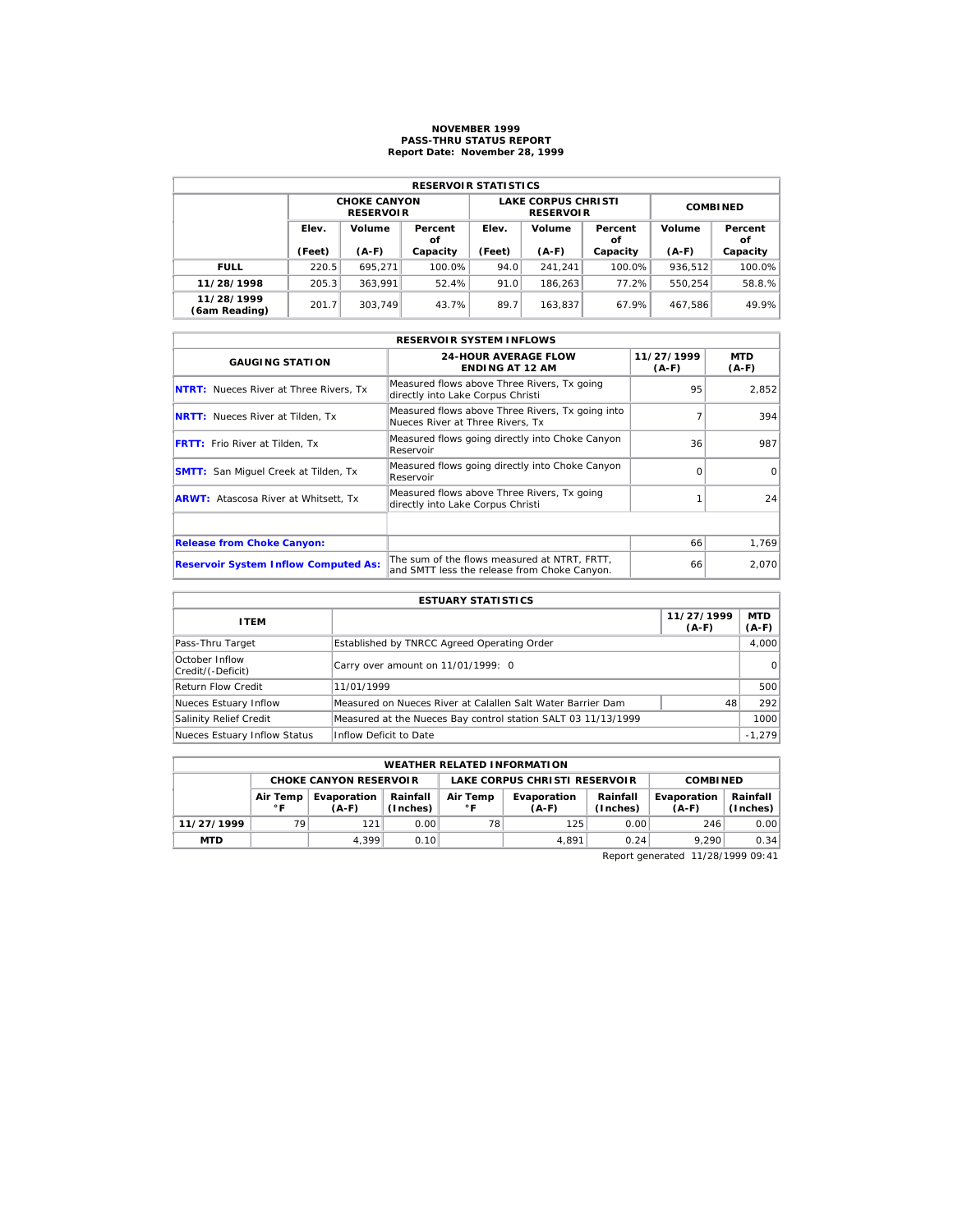# NOVEMBER 1999
## PASS-THRU STATUS REPORT
### Report Date: November 28, 1999

| RESERVOIR STATISTICS | | | | | | | | |
|---|---|---|---|---|---|---|---|---|
| | CHOKE CANYON RESERVOIR | | | LAKE CORPUS CHRISTI RESERVOIR | | | COMBINED | |
| | Elev. (Feet) | Volume (A-F) | Percent of Capacity | Elev. (Feet) | Volume (A-F) | Percent of Capacity | Volume (A-F) | Percent of Capacity |
| **FULL** | 220.5 | 695,271 | 100.0% | 94.0 | 241,241 | 100.0% | 936,512 | 100.0% |
| **11/28/1998** | 205.3 | 363,991 | 52.4% | 91.0 | 186,263 | 77.2% | 550,254 | 58.8.% |
| **11/28/1999 (6am Reading)** | 201.7 | 303,749 | 43.7% | 89.7 | 163,837 | 67.9% | 467,586 | 49.9% |

| RESERVOIR SYSTEM INFLOWS | | | |
|---|---|---|---|
| GAUGING STATION | 24-HOUR AVERAGE FLOW ENDING AT 12 AM | 11/27/1999 (A-F) | MTD (A-F) |
| **NTRT:** Nueces River at Three Rivers, Tx | Measured flows above Three Rivers, Tx going directly into Lake Corpus Christi | 95 | 2,852 |
| **NRTT:** Nueces River at Tilden, Tx | Measured flows above Three Rivers, Tx going into Nueces River at Three Rivers, Tx | 7 | 394 |
| **FRTT:** Frio River at Tilden, Tx | Measured flows going directly into Choke Canyon Reservoir | 36 | 987 |
| **SMTT:** San Miguel Creek at Tilden, Tx | Measured flows going directly into Choke Canyon Reservoir | 0 | 0 |
| **ARWT:** Atascosa River at Whitsett, Tx | Measured flows above Three Rivers, Tx going directly into Lake Corpus Christi | 1 | 24 |
| | | | |
| **Release from Choke Canyon:** | | 66 | 1,769 |
| **Reservoir System Inflow Computed As:** | The sum of the flows measured at NTRT, FRTT, and SMTT less the release from Choke Canyon. | 66 | 2,070 |

| ESTUARY STATISTICS | | | |
|---|---|---|---|
| ITEM | | 11/27/1999 (A-F) | MTD (A-F) |
| Pass-Thru Target | Established by TNRCC Agreed Operating Order | | 4,000 |
| October Inflow Credit/(-Deficit) | Carry over amount on 11/01/1999: 0 | | 0 |
| Return Flow Credit | 11/01/1999 | | 500 |
| Nueces Estuary Inflow | Measured on Nueces River at Calallen Salt Water Barrier Dam | 48 | 292 |
| Salinity Relief Credit | Measured at the Nueces Bay control station SALT 03 11/13/1999 | | 1000 |
| Nueces Estuary Inflow Status | Inflow Deficit to Date | | -1,279 |

| WEATHER RELATED INFORMATION | | | | | | | | |
|---|---|---|---|---|---|---|---|---|
| | CHOKE CANYON RESERVOIR | | | LAKE CORPUS CHRISTI RESERVOIR | | | COMBINED | |
| | Air Temp °F | Evaporation (A-F) | Rainfall (Inches) | Air Temp °F | Evaporation (A-F) | Rainfall (Inches) | Evaporation (A-F) | Rainfall (Inches) |
| **11/27/1999** | 79 | 121 | 0.00 | 78 | 125 | 0.00 | 246 | 0.00 |
| **MTD** | | 4,399 | 0.10 | | 4,891 | 0.24 | 9,290 | 0.34 |

Report generated 11/28/1999 09:41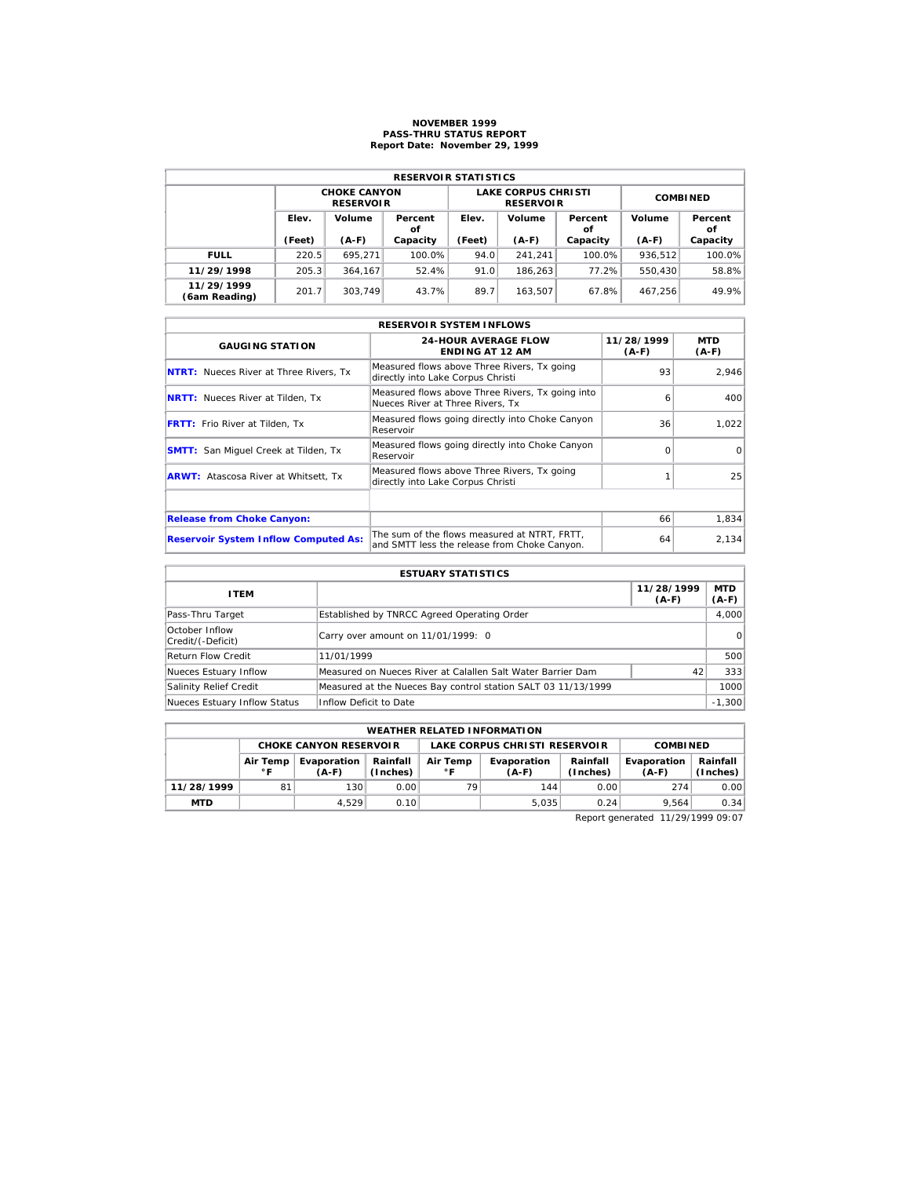# NOVEMBER 1999
## PASS-THRU STATUS REPORT
### Report Date: November 29, 1999

| RESERVOIR STATISTICS | | | | | | | | |
|---|---|---|---|---|---|---|---|---|
| | CHOKE CANYON RESERVOIR | | | LAKE CORPUS CHRISTI RESERVOIR | | | COMBINED | |
| | Elev. (Feet) | Volume (A-F) | Percent of Capacity | Elev. (Feet) | Volume (A-F) | Percent of Capacity | Volume (A-F) | Percent of Capacity |
| **FULL** | 220.5 | 695,271 | 100.0% | 94.0 | 241,241 | 100.0% | 936,512 | 100.0% |
| **11/29/1998** | 205.3 | 364,167 | 52.4% | 91.0 | 186,263 | 77.2% | 550,430 | 58.8% |
| **11/29/1999 (6am Reading)** | 201.7 | 303,749 | 43.7% | 89.7 | 163,507 | 67.8% | 467,256 | 49.9% |

| RESERVOIR SYSTEM INFLOWS | | | |
|---|---|---|---|
| GAUGING STATION | 24-HOUR AVERAGE FLOW ENDING AT 12 AM | 11/28/1999 (A-F) | MTD (A-F) |
| **NTRT:** Nueces River at Three Rivers, Tx | Measured flows above Three Rivers, Tx going directly into Lake Corpus Christi | 93 | 2,946 |
| **NRTT:** Nueces River at Tilden, Tx | Measured flows above Three Rivers, Tx going into Nueces River at Three Rivers, Tx | 6 | 400 |
| **FRTT:** Frio River at Tilden, Tx | Measured flows going directly into Choke Canyon Reservoir | 36 | 1,022 |
| **SMTT:** San Miguel Creek at Tilden, Tx | Measured flows going directly into Choke Canyon Reservoir | 0 | 0 |
| **ARWT:** Atascosa River at Whitsett, Tx | Measured flows above Three Rivers, Tx going directly into Lake Corpus Christi | 1 | 25 |
| | | | |
| **Release from Choke Canyon:** | | 66 | 1,834 |
| **Reservoir System Inflow Computed As:** | The sum of the flows measured at NTRT, FRTT, and SMTT less the release from Choke Canyon. | 64 | 2,134 |

| ESTUARY STATISTICS | | | |
|---|---|---|---|
| ITEM | | 11/28/1999 (A-F) | MTD (A-F) |
| Pass-Thru Target | Established by TNRCC Agreed Operating Order | | 4,000 |
| October Inflow Credit/(-Deficit) | Carry over amount on 11/01/1999: 0 | | 0 |
| Return Flow Credit | 11/01/1999 | | 500 |
| Nueces Estuary Inflow | Measured on Nueces River at Calallen Salt Water Barrier Dam | 42 | 333 |
| Salinity Relief Credit | Measured at the Nueces Bay control station SALT 03 11/13/1999 | | 1000 |
| Nueces Estuary Inflow Status | Inflow Deficit to Date | | -1,300 |

| WEATHER RELATED INFORMATION | | | | | | | | |
|---|---|---|---|---|---|---|---|---|
| | CHOKE CANYON RESERVOIR | | | LAKE CORPUS CHRISTI RESERVOIR | | | COMBINED | |
| | Air Temp °F | Evaporation (A-F) | Rainfall (Inches) | Air Temp °F | Evaporation (A-F) | Rainfall (Inches) | Evaporation (A-F) | Rainfall (Inches) |
| **11/28/1999** | 81 | 130 | 0.00 | 79 | 144 | 0.00 | 274 | 0.00 |
| **MTD** | | 4,529 | 0.10 | | 5,035 | 0.24 | 9,564 | 0.34 |

Report generated 11/29/1999 09:07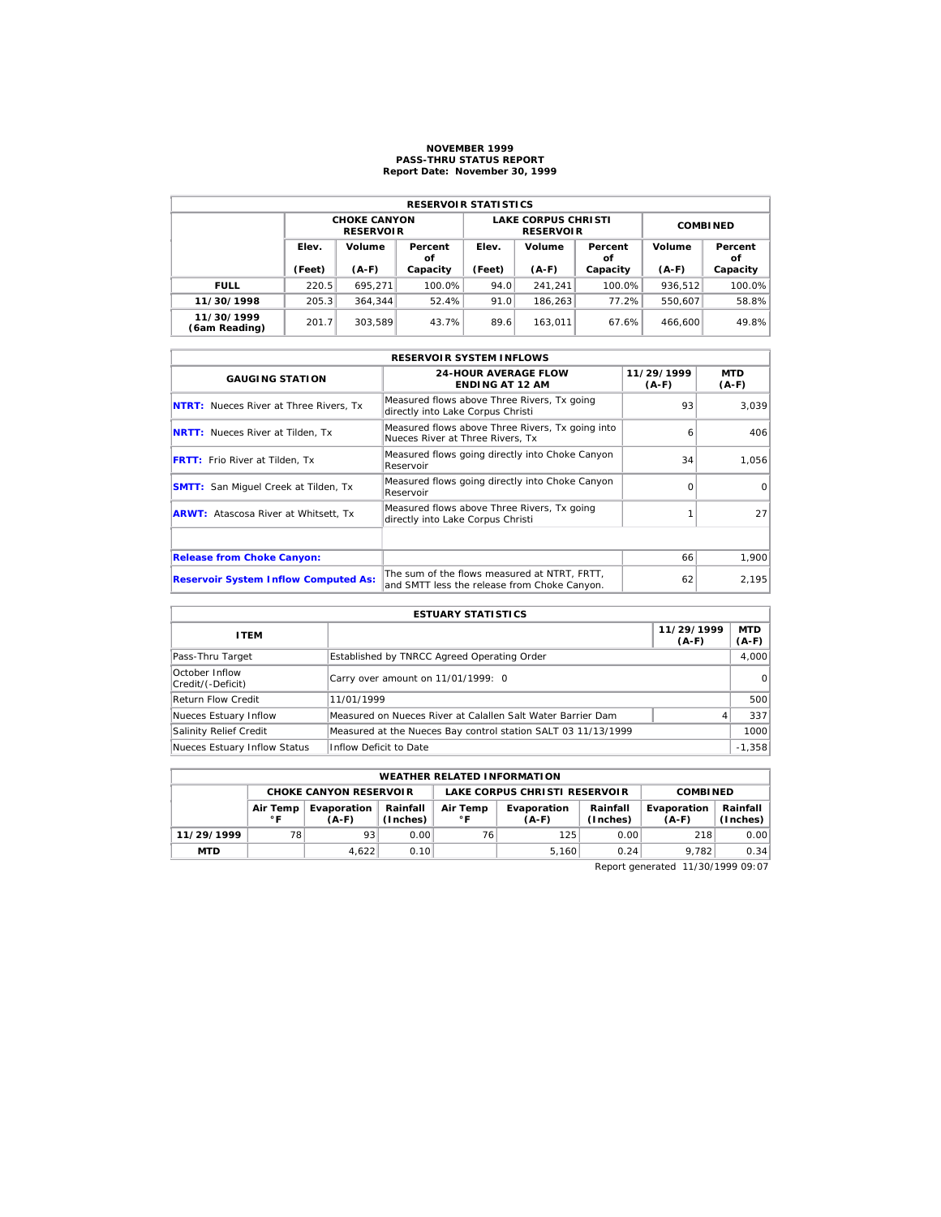# NOVEMBER 1999
## PASS-THRU STATUS REPORT
### Report Date: November 30, 1999

| RESERVOIR STATISTICS | | | | | | | | |
|---|---|---|---|---|---|---|---|---|
| | CHOKE CANYON RESERVOIR | | | LAKE CORPUS CHRISTI RESERVOIR | | | COMBINED | |
| | Elev. (Feet) | Volume (A-F) | Percent of Capacity | Elev. (Feet) | Volume (A-F) | Percent of Capacity | Volume (A-F) | Percent of Capacity |
| **FULL** | 220.5 | 695,271 | 100.0% | 94.0 | 241,241 | 100.0% | 936,512 | 100.0% |
| **11/30/1998** | 205.3 | 364,344 | 52.4% | 91.0 | 186,263 | 77.2% | 550,607 | 58.8% |
| **11/30/1999 (6am Reading)** | 201.7 | 303,589 | 43.7% | 89.6 | 163,011 | 67.6% | 466,600 | 49.8% |

| RESERVOIR SYSTEM INFLOWS | | | |
|---|---|---|---|
| GAUGING STATION | 24-HOUR AVERAGE FLOW ENDING AT 12 AM | 11/29/1999 (A-F) | MTD (A-F) |
| **NTRT:** Nueces River at Three Rivers, Tx | Measured flows above Three Rivers, Tx going directly into Lake Corpus Christi | 93 | 3,039 |
| **NRTT:** Nueces River at Tilden, Tx | Measured flows above Three Rivers, Tx going into Nueces River at Three Rivers, Tx | 6 | 406 |
| **FRTT:** Frio River at Tilden, Tx | Measured flows going directly into Choke Canyon Reservoir | 34 | 1,056 |
| **SMTT:** San Miguel Creek at Tilden, Tx | Measured flows going directly into Choke Canyon Reservoir | 0 | 0 |
| **ARWT:** Atascosa River at Whitsett, Tx | Measured flows above Three Rivers, Tx going directly into Lake Corpus Christi | 1 | 27 |
| | | | |
| **Release from Choke Canyon:** | | 66 | 1,900 |
| **Reservoir System Inflow Computed As:** | The sum of the flows measured at NTRT, FRTT, and SMTT less the release from Choke Canyon. | 62 | 2,195 |

| ESTUARY STATISTICS | | | |
|---|---|---|---|
| ITEM | | 11/29/1999 (A-F) | MTD (A-F) |
| Pass-Thru Target | Established by TNRCC Agreed Operating Order | | 4,000 |
| October Inflow Credit/(-Deficit) | Carry over amount on 11/01/1999: 0 | | 0 |
| Return Flow Credit | 11/01/1999 | | 500 |
| Nueces Estuary Inflow | Measured on Nueces River at Calallen Salt Water Barrier Dam | 4 | 337 |
| Salinity Relief Credit | Measured at the Nueces Bay control station SALT 03 11/13/1999 | | 1000 |
| Nueces Estuary Inflow Status | Inflow Deficit to Date | | -1,358 |

| WEATHER RELATED INFORMATION | | | | | | | | |
|---|---|---|---|---|---|---|---|---|
| | CHOKE CANYON RESERVOIR | | | LAKE CORPUS CHRISTI RESERVOIR | | | COMBINED | |
| | Air Temp °F | Evaporation (A-F) | Rainfall (Inches) | Air Temp °F | Evaporation (A-F) | Rainfall (Inches) | Evaporation (A-F) | Rainfall (Inches) |
| **11/29/1999** | 78 | 93 | 0.00 | 76 | 125 | 0.00 | 218 | 0.00 |
| **MTD** | | 4,622 | 0.10 | | 5,160 | 0.24 | 9,782 | 0.34 |

Report generated 11/30/1999 09:07